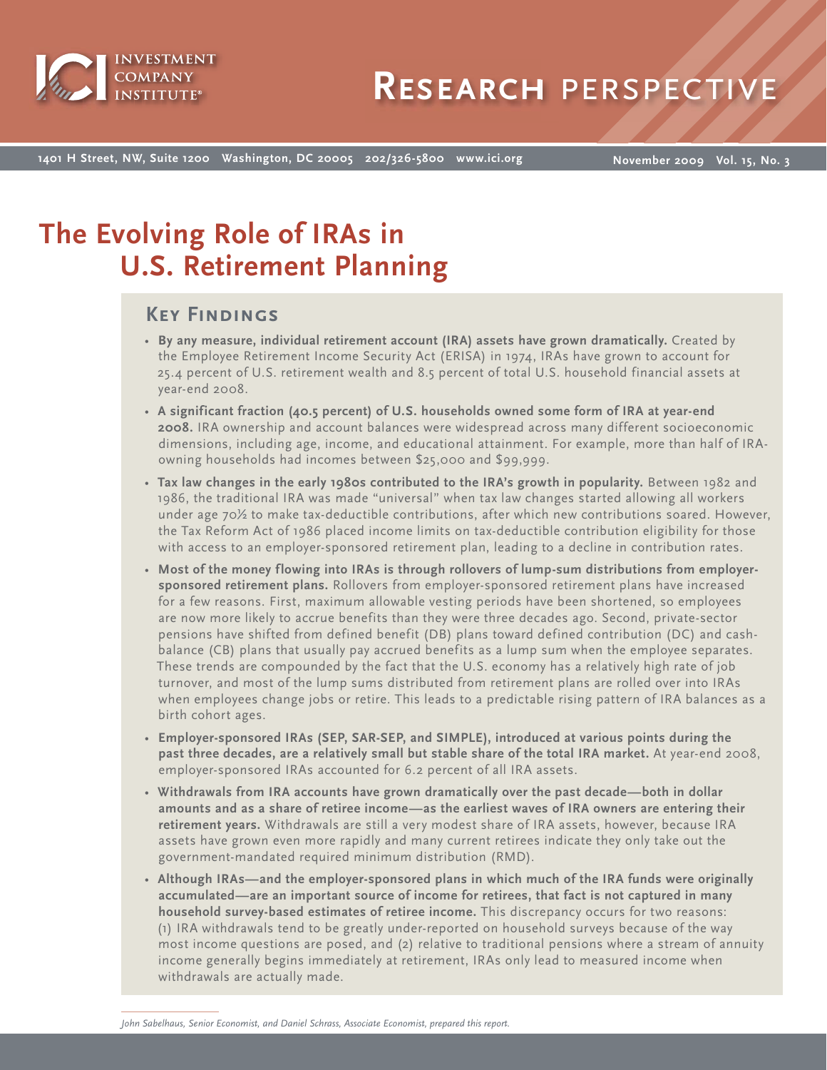# The Evolving Role of IRAs in U.S. Retirement Planning

## Key Findings

- **By any measure, individual retirement account (IRA) assets have grown dramatically.** Created by the Employee Retirement Income Security Act (ERISA) in 1974, IRAs have grown to account for 25.4 percent of U.S. retirement wealth and 8.5 percent of total U.S. household financial assets at year-end 2008.
- **A significant fraction (40.5 percent) of U.S. households owned some form of IRA at year-end 2008.** IRA ownership and account balances were widespread across many different socioeconomic dimensions, including age, income, and educational attainment. For example, more than half of IRA-owning households had incomes between $25,000 and $99,999.
- **Tax law changes in the early 1980s contributed to the IRA's growth in popularity.** Between 1982 and 1986, the traditional IRA was made "universal" when tax law changes started allowing all workers under age 70½ to make tax-deductible contributions, after which new contributions soared. However, the Tax Reform Act of 1986 placed income limits on tax-deductible contribution eligibility for those with access to an employer-sponsored retirement plan, leading to a decline in contribution rates.
- **Most of the money flowing into IRAs is through rollovers of lump-sum distributions from employer-sponsored retirement plans.** Rollovers from employer-sponsored retirement plans have increased for a few reasons. First, maximum allowable vesting periods have been shortened, so employees are now more likely to accrue benefits than they were three decades ago. Second, private-sector pensions have shifted from defined benefit (DB) plans toward defined contribution (DC) and cash-balance (CB) plans that usually pay accrued benefits as a lump sum when the employee separates. These trends are compounded by the fact that the U.S. economy has a relatively high rate of job turnover, and most of the lump sums distributed from retirement plans are rolled over into IRAs when employees change jobs or retire. This leads to a predictable rising pattern of IRA balances as a birth cohort ages.
- **Employer-sponsored IRAs (SEP, SAR-SEP, and SIMPLE), introduced at various points during the past three decades, are a relatively small but stable share of the total IRA market.** At year-end 2008, employer-sponsored IRAs accounted for 6.2 percent of all IRA assets.
- **Withdrawals from IRA accounts have grown dramatically over the past decade—both in dollar amounts and as a share of retiree income—as the earliest waves of IRA owners are entering their retirement years.** Withdrawals are still a very modest share of IRA assets, however, because IRA assets have grown even more rapidly and many current retirees indicate they only take out the government-mandated required minimum distribution (RMD).
- **Although IRAs—and the employer-sponsored plans in which much of the IRA funds were originally accumulated—are an important source of income for retirees, that fact is not captured in many household survey-based estimates of retiree income.** This discrepancy occurs for two reasons: (1) IRA withdrawals tend to be greatly under-reported on household surveys because of the way most income questions are posed, and (2) relative to traditional pensions where a stream of annuity income generally begins immediately at retirement, IRAs only lead to measured income when withdrawals are actually made.

*John Sabelhaus, Senior Economist, and Daniel Schrass, Associate Economist, prepared this report.*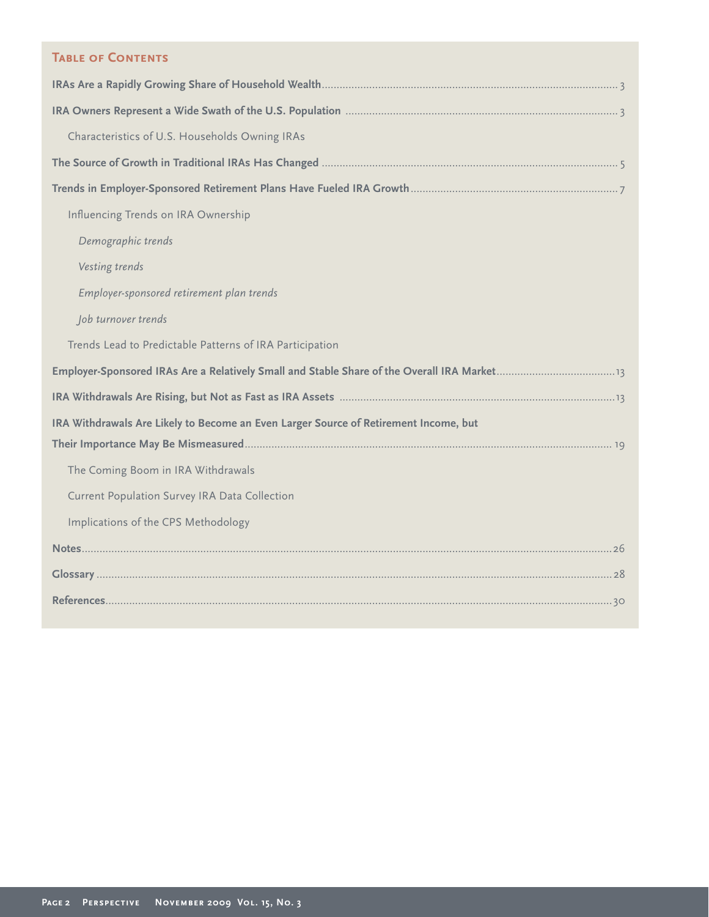## Table of Contents

**IRAs Are a Rapidly Growing Share of Household Wealth** .......... 3

**IRA Owners Represent a Wide Swath of the U.S. Population** .......... 3

Characteristics of U.S. Households Owning IRAs

**The Source of Growth in Traditional IRAs Has Changed** .......... 5

**Trends in Employer-Sponsored Retirement Plans Have Fueled IRA Growth** .......... 7

Influencing Trends on IRA Ownership

*Demographic trends*

*Vesting trends*

*Employer-sponsored retirement plan trends*

*Job turnover trends*

Trends Lead to Predictable Patterns of IRA Participation

**Employer-Sponsored IRAs Are a Relatively Small and Stable Share of the Overall IRA Market** .......... 13

**IRA Withdrawals Are Rising, but Not as Fast as IRA Assets** .......... 13

**IRA Withdrawals Are Likely to Become an Even Larger Source of Retirement Income, but Their Importance May Be Mismeasured** .......... 19

The Coming Boom in IRA Withdrawals

Current Population Survey IRA Data Collection

Implications of the CPS Methodology

**Notes** .......... 26

**Glossary** .......... 28

**References** .......... 30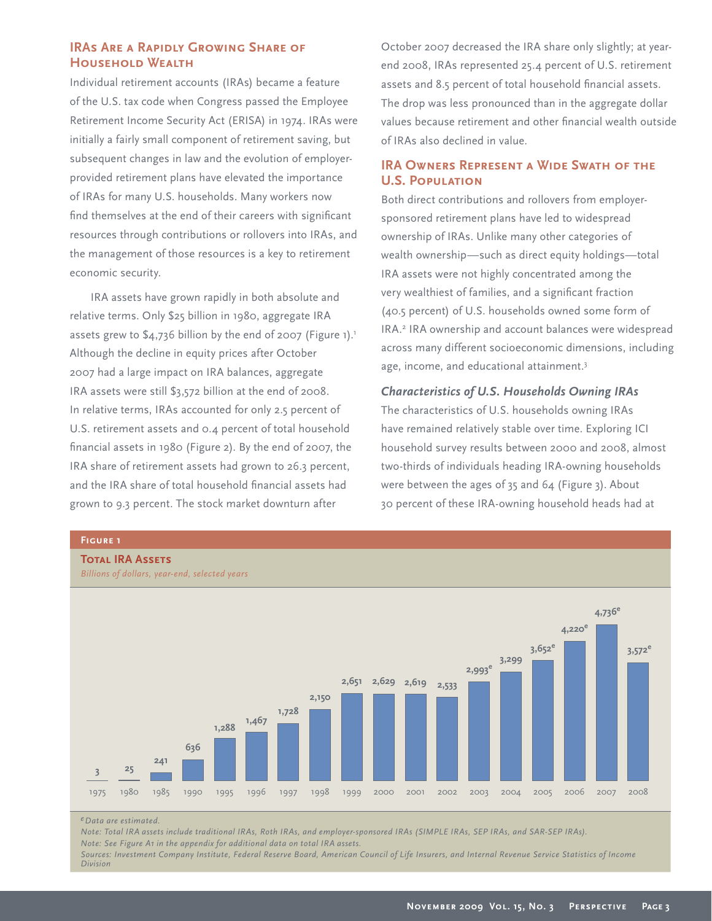## IRAs Are a Rapidly Growing Share of Household Wealth

Individual retirement accounts (IRAs) became a feature of the U.S. tax code when Congress passed the Employee Retirement Income Security Act (ERISA) in 1974. IRAs were initially a fairly small component of retirement saving, but subsequent changes in law and the evolution of employer-provided retirement plans have elevated the importance of IRAs for many U.S. households. Many workers now find themselves at the end of their careers with significant resources through contributions or rollovers into IRAs, and the management of those resources is a key to retirement economic security.

IRA assets have grown rapidly in both absolute and relative terms. Only $25 billion in 1980, aggregate IRA assets grew to $4,736 billion by the end of 2007 (Figure 1).[1] Although the decline in equity prices after October 2007 had a large impact on IRA balances, aggregate IRA assets were still $3,572 billion at the end of 2008. In relative terms, IRAs accounted for only 2.5 percent of U.S. retirement assets and 0.4 percent of total household financial assets in 1980 (Figure 2). By the end of 2007, the IRA share of retirement assets had grown to 26.3 percent, and the IRA share of total household financial assets had grown to 9.3 percent. The stock market downturn after October 2007 decreased the IRA share only slightly; at year-end 2008, IRAs represented 25.4 percent of U.S. retirement assets and 8.5 percent of total household financial assets. The drop was less pronounced than in the aggregate dollar values because retirement and other financial wealth outside of IRAs also declined in value.

## IRA Owners Represent a Wide Swath of the U.S. Population

Both direct contributions and rollovers from employer-sponsored retirement plans have led to widespread ownership of IRAs. Unlike many other categories of wealth ownership—such as direct equity holdings—total IRA assets were not highly concentrated among the very wealthiest of families, and a significant fraction (40.5 percent) of U.S. households owned some form of IRA.[2] IRA ownership and account balances were widespread across many different socioeconomic dimensions, including age, income, and educational attainment.[3]

### *Characteristics of U.S. Households Owning IRAs*

The characteristics of U.S. households owning IRAs have remained relatively stable over time. Exploring ICI household survey results between 2000 and 2008, almost two-thirds of individuals heading IRA-owning households were between the ages of 35 and 64 (Figure 3). About 30 percent of these IRA-owning household heads had at

**Figure 1**

**Total IRA Assets**

*Billions of dollars, year-end, selected years*

| Year | Total IRA Assets |
|---|---|
| 1975 | 3 |
| 1980 | 25 |
| 1985 | 241 |
| 1990 | 636 |
| 1995 | 1,288 |
| 1996 | 1,467 |
| 1997 | 1,728 |
| 1998 | 2,150 |
| 1999 | 2,651 |
| 2000 | 2,629 |
| 2001 | 2,619 |
| 2002 | 2,533 |
| 2003 | 2,993[e] |
| 2004 | 3,299 |
| 2005 | 3,652[e] |
| 2006 | 4,220[e] |
| 2007 | 4,736[e] |
| 2008 | 3,572[e] |

*[e] Data are estimated.*

*Note: Total IRA assets include traditional IRAs, Roth IRAs, and employer-sponsored IRAs (SIMPLE IRAs, SEP IRAs, and SAR-SEP IRAs).*

*Note: See Figure A1 in the appendix for additional data on total IRA assets.*

*Sources: Investment Company Institute, Federal Reserve Board, American Council of Life Insurers, and Internal Revenue Service Statistics of Income Division*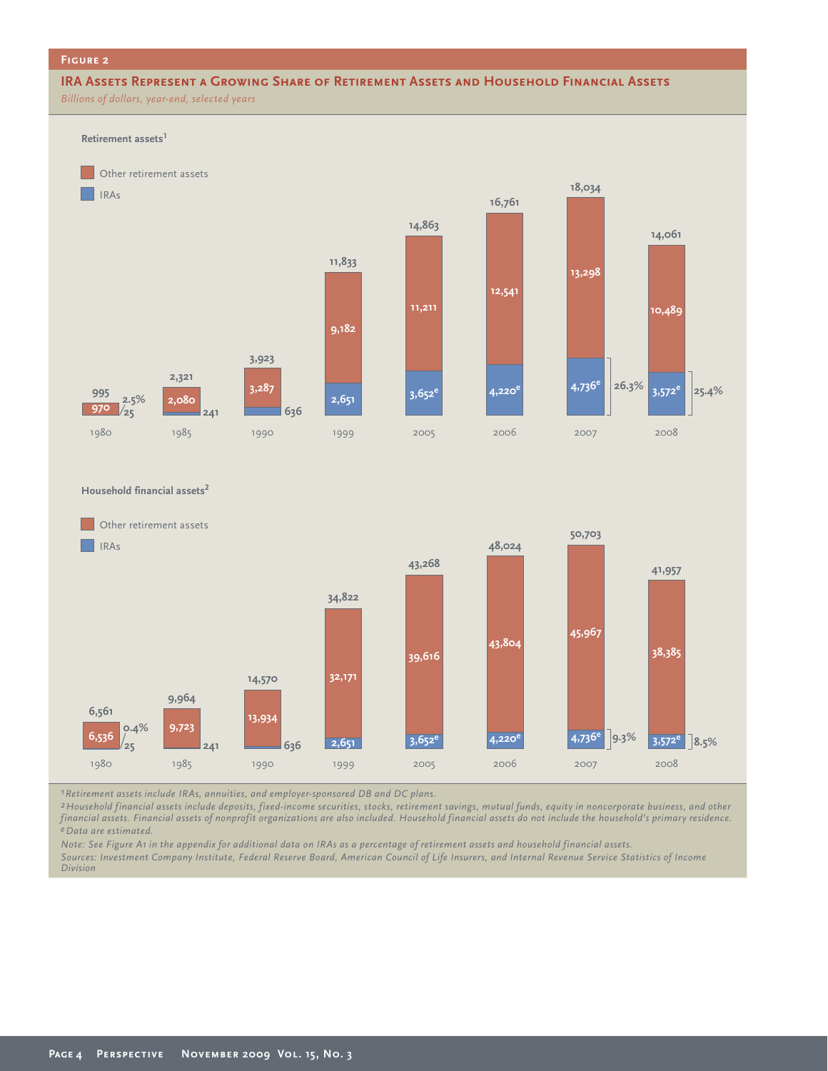**Figure 2**

**IRA Assets Represent a Growing Share of Retirement Assets and Household Financial Assets**

*Billions of dollars, year-end, selected years*

Retirement assets[1]

Other retirement assets
IRAs

995
970
2.5%
25
1980

2,321
2,080
241
1985

3,923
3,287
636
1990

11,833
9,182
2,651
1999

14,863
11,211
3,652[e]
2005

16,761
12,541
4,220[e]
2006

18,034
13,298
4,736[e]
26.3%
2007

14,061
10,489
3,572[e]
25.4%
2008

Household financial assets[2]

Other retirement assets
IRAs

6,561
6,536
0.4%
25
1980

9,964
9,723
241
1985

14,570
13,934
636
1990

34,822
32,171
2,651
1999

43,268
39,616
3,652[e]
2005

48,024
43,804
4,220[e]
2006

50,703
45,967
4,736[e]
9.3%
2007

41,957
38,385
3,572[e]
8.5%
2008

[1] *Retirement assets include IRAs, annuities, and employer-sponsored DB and DC plans.*

[2] *Household financial assets include deposits, fixed-income securities, stocks, retirement savings, mutual funds, equity in noncorporate business, and other financial assets. Financial assets of nonprofit organizations are also included. Household financial assets do not include the household's primary residence.*

[e] *Data are estimated.*

*Note: See Figure A1 in the appendix for additional data on IRAs as a percentage of retirement assets and household financial assets.*

*Sources: Investment Company Institute, Federal Reserve Board, American Council of Life Insurers, and Internal Revenue Service Statistics of Income Division*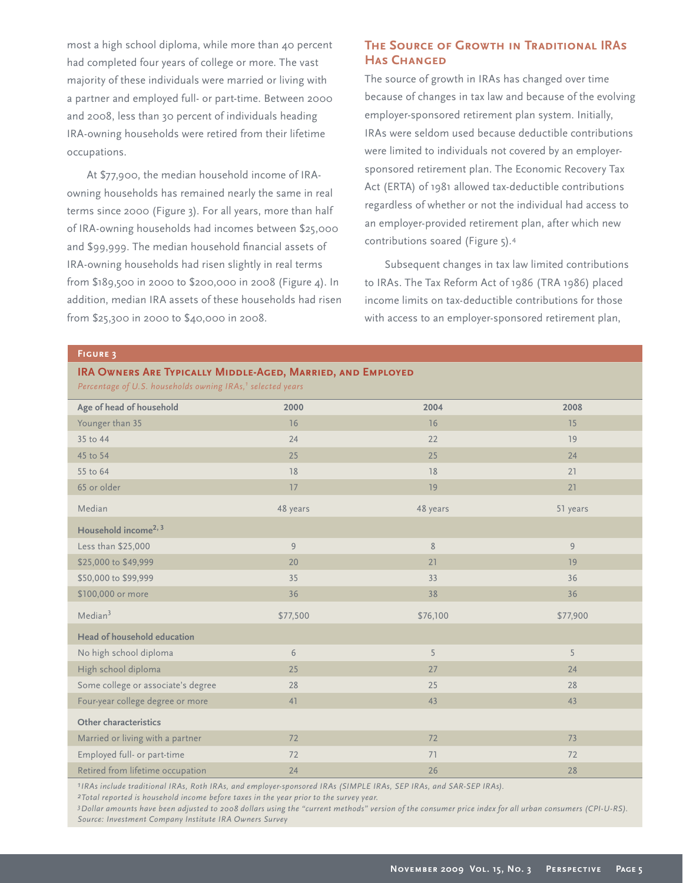most a high school diploma, while more than 40 percent had completed four years of college or more. The vast majority of these individuals were married or living with a partner and employed full- or part-time. Between 2000 and 2008, less than 30 percent of individuals heading IRA-owning households were retired from their lifetime occupations.

At $77,900, the median household income of IRA-owning households has remained nearly the same in real terms since 2000 (Figure 3). For all years, more than half of IRA-owning households had incomes between $25,000 and $99,999. The median household financial assets of IRA-owning households had risen slightly in real terms from $189,500 in 2000 to $200,000 in 2008 (Figure 4). In addition, median IRA assets of these households had risen from $25,300 in 2000 to $40,000 in 2008.

## The Source of Growth in Traditional IRAs Has Changed

The source of growth in IRAs has changed over time because of changes in tax law and because of the evolving employer-sponsored retirement plan system. Initially, IRAs were seldom used because deductible contributions were limited to individuals not covered by an employer-sponsored retirement plan. The Economic Recovery Tax Act (ERTA) of 1981 allowed tax-deductible contributions regardless of whether or not the individual had access to an employer-provided retirement plan, after which new contributions soared (Figure 5).[4]

Subsequent changes in tax law limited contributions to IRAs. The Tax Reform Act of 1986 (TRA 1986) placed income limits on tax-deductible contributions for those with access to an employer-sponsored retirement plan,

**Figure 3**

**IRA Owners Are Typically Middle-Aged, Married, and Employed**

*Percentage of U.S. households owning IRAs,[1] selected years*

| Age of head of household | 2000 | 2004 | 2008 |
|---|---|---|---|
| Younger than 35 | 16 | 16 | 15 |
| 35 to 44 | 24 | 22 | 19 |
| 45 to 54 | 25 | 25 | 24 |
| 55 to 64 | 18 | 18 | 21 |
| 65 or older | 17 | 19 | 21 |
| Median | 48 years | 48 years | 51 years |
| **Household income[2, 3]** | | | |
| Less than $25,000 | 9 | 8 | 9 |
| $25,000 to $49,999 | 20 | 21 | 19 |
| $50,000 to $99,999 | 35 | 33 | 36 |
| $100,000 or more | 36 | 38 | 36 |
| Median[3] | $77,500 | $76,100 | $77,900 |
| **Head of household education** | | | |
| No high school diploma | 6 | 5 | 5 |
| High school diploma | 25 | 27 | 24 |
| Some college or associate's degree | 28 | 25 | 28 |
| Four-year college degree or more | 41 | 43 | 43 |
| **Other characteristics** | | | |
| Married or living with a partner | 72 | 72 | 73 |
| Employed full- or part-time | 72 | 71 | 72 |
| Retired from lifetime occupation | 24 | 26 | 28 |

*[1]IRAs include traditional IRAs, Roth IRAs, and employer-sponsored IRAs (SIMPLE IRAs, SEP IRAs, and SAR-SEP IRAs).*
*[2]Total reported is household income before taxes in the year prior to the survey year.*
*[3]Dollar amounts have been adjusted to 2008 dollars using the "current methods" version of the consumer price index for all urban consumers (CPI-U-RS).*
*Source: Investment Company Institute IRA Owners Survey*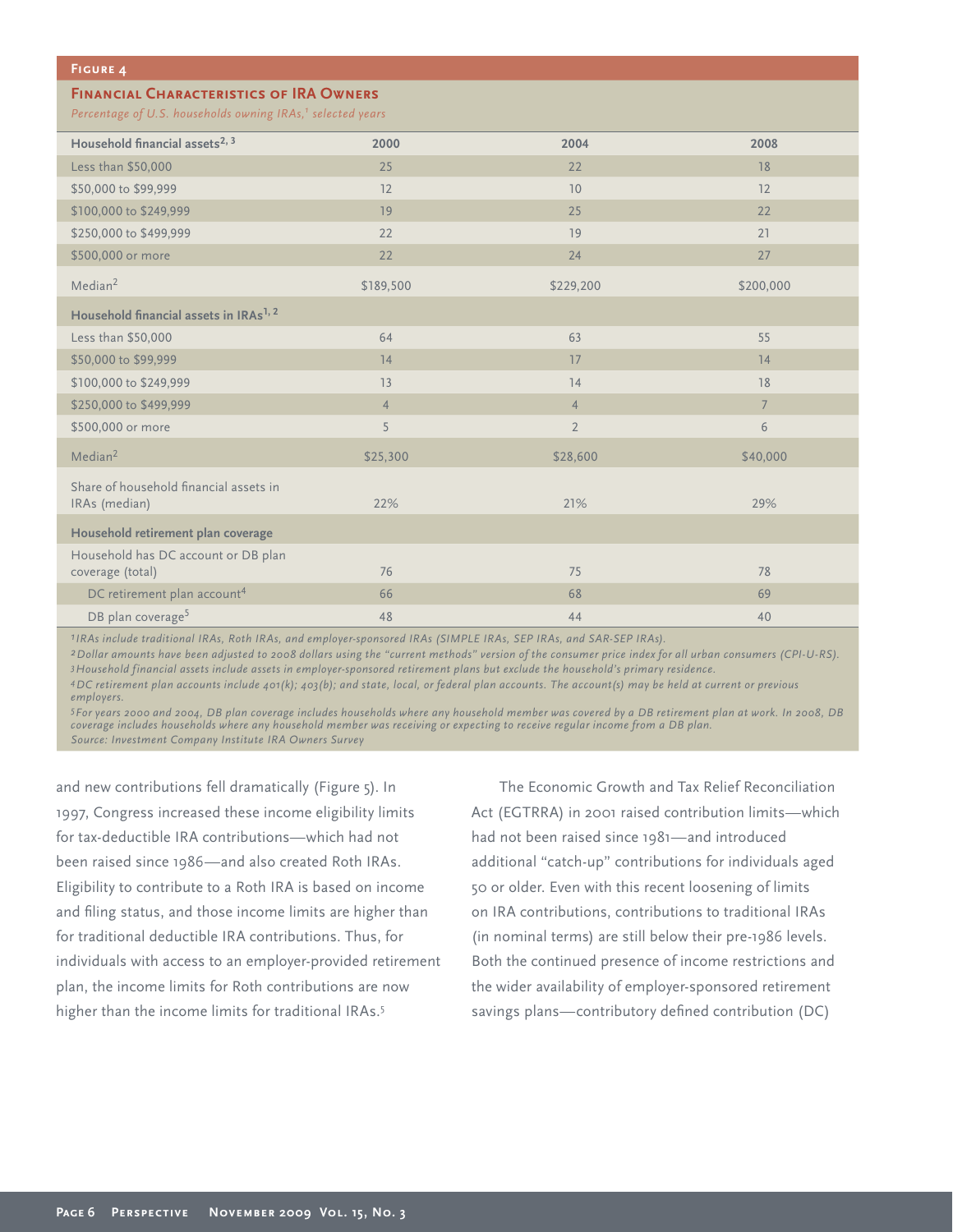**Figure 4**

**Financial Characteristics of IRA Owners**

*Percentage of U.S. households owning IRAs,[1] selected years*

| Household financial assets[2, 3] | 2000 | 2004 | 2008 |
|---|---|---|---|
| Less than $50,000 | 25 | 22 | 18 |
| $50,000 to $99,999 | 12 | 10 | 12 |
| $100,000 to $249,999 | 19 | 25 | 22 |
| $250,000 to $499,999 | 22 | 19 | 21 |
| $500,000 or more | 22 | 24 | 27 |
| Median[2] | $189,500 | $229,200 | $200,000 |
| **Household financial assets in IRAs[1, 2]** | | | |
| Less than $50,000 | 64 | 63 | 55 |
| $50,000 to $99,999 | 14 | 17 | 14 |
| $100,000 to $249,999 | 13 | 14 | 18 |
| $250,000 to $499,999 | 4 | 4 | 7 |
| $500,000 or more | 5 | 2 | 6 |
| Median[2] | $25,300 | $28,600 | $40,000 |
| Share of household financial assets in IRAs (median) | 22% | 21% | 29% |
| **Household retirement plan coverage** | | | |
| Household has DC account or DB plan coverage (total) | 76 | 75 | 78 |
| DC retirement plan account[4] | 66 | 68 | 69 |
| DB plan coverage[5] | 48 | 44 | 40 |

*[1] IRAs include traditional IRAs, Roth IRAs, and employer-sponsored IRAs (SIMPLE IRAs, SEP IRAs, and SAR-SEP IRAs).*
*[2] Dollar amounts have been adjusted to 2008 dollars using the "current methods" version of the consumer price index for all urban consumers (CPI-U-RS).*
*[3] Household financial assets include assets in employer-sponsored retirement plans but exclude the household's primary residence.*
*[4] DC retirement plan accounts include 401(k); 403(b); and state, local, or federal plan accounts. The account(s) may be held at current or previous employers.*
*[5] For years 2000 and 2004, DB plan coverage includes households where any household member was covered by a DB retirement plan at work. In 2008, DB coverage includes households where any household member was receiving or expecting to receive regular income from a DB plan.*
*Source: Investment Company Institute IRA Owners Survey*

and new contributions fell dramatically (Figure 5). In 1997, Congress increased these income eligibility limits for tax-deductible IRA contributions—which had not been raised since 1986—and also created Roth IRAs. Eligibility to contribute to a Roth IRA is based on income and filing status, and those income limits are higher than for traditional deductible IRA contributions. Thus, for individuals with access to an employer-provided retirement plan, the income limits for Roth contributions are now higher than the income limits for traditional IRAs.[5]

The Economic Growth and Tax Relief Reconciliation Act (EGTRRA) in 2001 raised contribution limits—which had not been raised since 1981—and introduced additional "catch-up" contributions for individuals aged 50 or older. Even with this recent loosening of limits on IRA contributions, contributions to traditional IRAs (in nominal terms) are still below their pre-1986 levels. Both the continued presence of income restrictions and the wider availability of employer-sponsored retirement savings plans—contributory defined contribution (DC)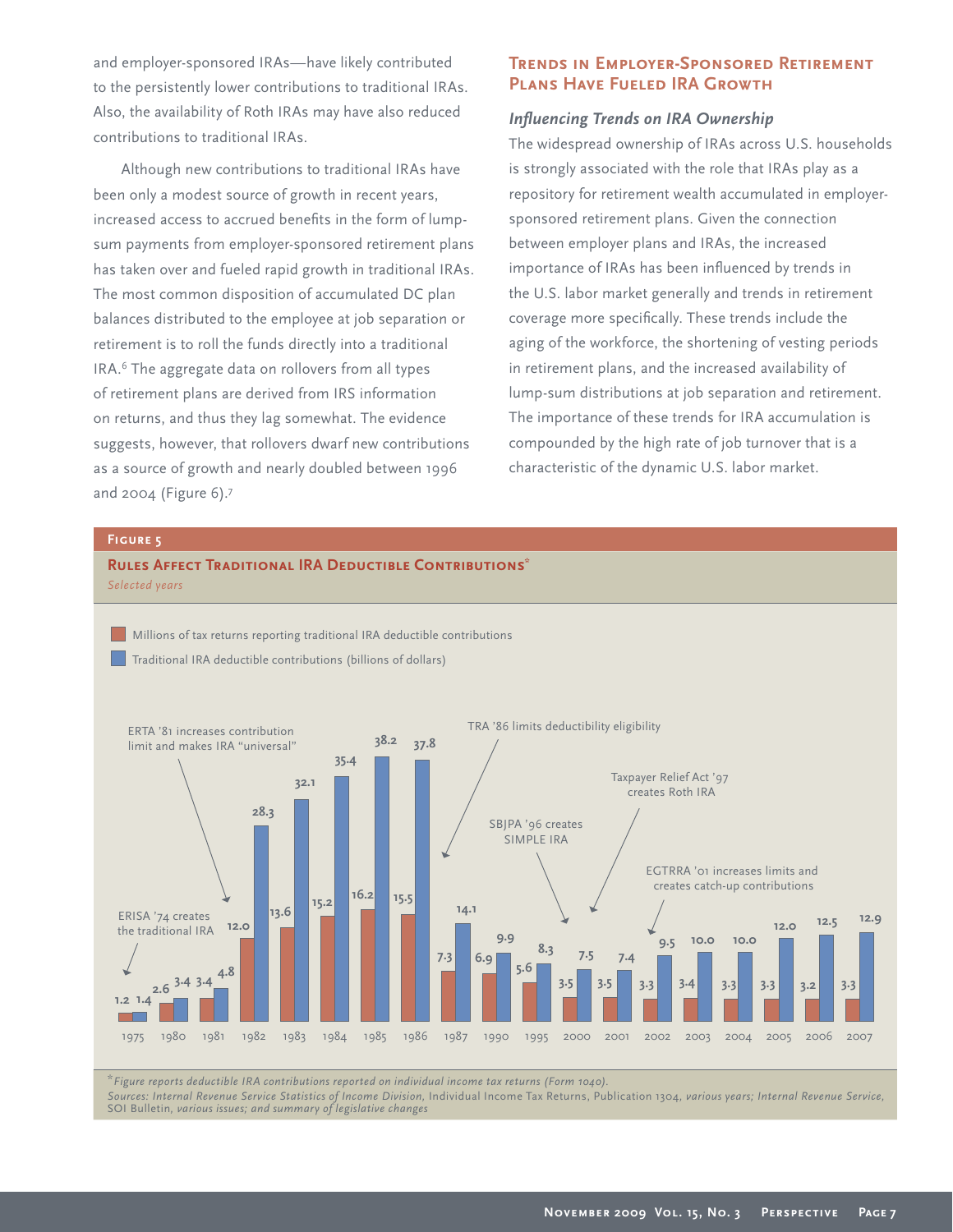and employer-sponsored IRAs—have likely contributed to the persistently lower contributions to traditional IRAs. Also, the availability of Roth IRAs may have also reduced contributions to traditional IRAs.

Although new contributions to traditional IRAs have been only a modest source of growth in recent years, increased access to accrued benefits in the form of lump-sum payments from employer-sponsored retirement plans has taken over and fueled rapid growth in traditional IRAs. The most common disposition of accumulated DC plan balances distributed to the employee at job separation or retirement is to roll the funds directly into a traditional IRA.[6] The aggregate data on rollovers from all types of retirement plans are derived from IRS information on returns, and thus they lag somewhat. The evidence suggests, however, that rollovers dwarf new contributions as a source of growth and nearly doubled between 1996 and 2004 (Figure 6).[7]

## Trends in Employer-Sponsored Retirement Plans Have Fueled IRA Growth

### *Influencing Trends on IRA Ownership*

The widespread ownership of IRAs across U.S. households is strongly associated with the role that IRAs play as a repository for retirement wealth accumulated in employer-sponsored retirement plans. Given the connection between employer plans and IRAs, the increased importance of IRAs has been influenced by trends in the U.S. labor market generally and trends in retirement coverage more specifically. These trends include the aging of the workforce, the shortening of vesting periods in retirement plans, and the increased availability of lump-sum distributions at job separation and retirement. The importance of these trends for IRA accumulation is compounded by the high rate of job turnover that is a characteristic of the dynamic U.S. labor market.

**Figure 5**

**Rules Affect Traditional IRA Deductible Contributions***

*Selected years*

Millions of tax returns reporting traditional IRA deductible contributions
Traditional IRA deductible contributions (billions of dollars)

ERISA '74 creates the traditional IRA
ERTA '81 increases contribution limit and makes IRA "universal"
TRA '86 limits deductibility eligibility
SBJPA '96 creates SIMPLE IRA
Taxpayer Relief Act '97 creates Roth IRA
EGTRRA '01 increases limits and creates catch-up contributions

1975: 1.2, 1.4
1980: 2.6, 3.4
1981: 3.4, 4.8
1982: 12.0, 28.3
1983: 13.6, 32.1
1984: 15.2, 35.4
1985: 16.2, 38.2
1986: 15.5, 37.8
1987: 7.3, 14.1
1990: 6.9, 9.9
1995: 5.6, 8.3
2000: 3.5, 7.5
2001: 3.5, 7.4
2002: 3.3, 9.5
2003: 3.4, 10.0
2004: 3.3, 10.0
2005: 3.3, 12.0
2006: 3.2, 12.5
2007: 3.3, 12.9

**Figure reports deductible IRA contributions reported on individual income tax returns (Form 1040).*

*Sources: Internal Revenue Service Statistics of Income Division,* Individual Income Tax Returns, Publication 1304, *various years; Internal Revenue Service,* SOI Bulletin, *various issues; and summary of legislative changes*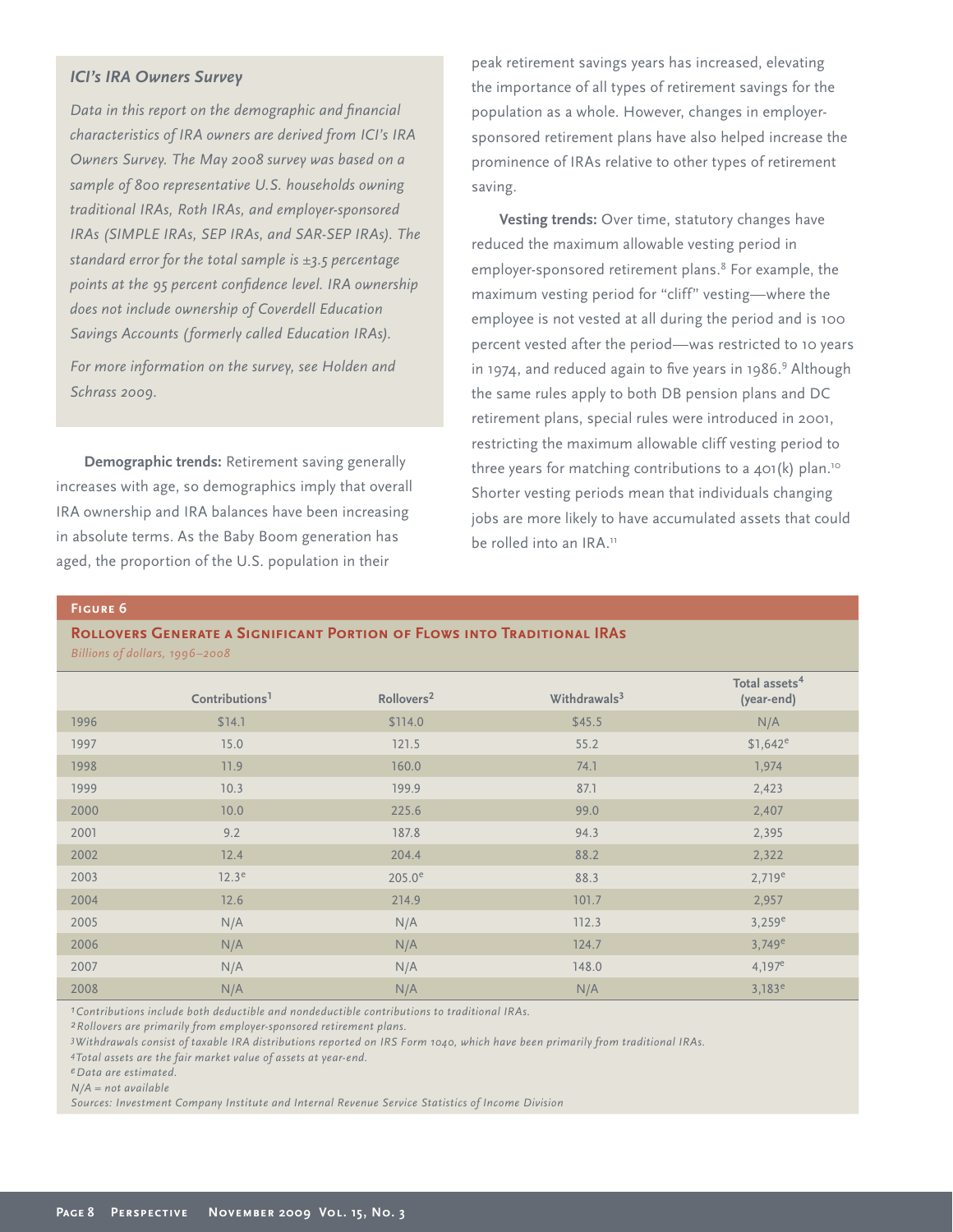### ICI's IRA Owners Survey

*Data in this report on the demographic and financial characteristics of IRA owners are derived from ICI's IRA Owners Survey. The May 2008 survey was based on a sample of 800 representative U.S. households owning traditional IRAs, Roth IRAs, and employer-sponsored IRAs (SIMPLE IRAs, SEP IRAs, and SAR-SEP IRAs). The standard error for the total sample is ±3.5 percentage points at the 95 percent confidence level. IRA ownership does not include ownership of Coverdell Education Savings Accounts (formerly called Education IRAs).*

*For more information on the survey, see Holden and Schrass 2009.*

**Demographic trends:** Retirement saving generally increases with age, so demographics imply that overall IRA ownership and IRA balances have been increasing in absolute terms. As the Baby Boom generation has aged, the proportion of the U.S. population in their peak retirement savings years has increased, elevating the importance of all types of retirement savings for the population as a whole. However, changes in employer-sponsored retirement plans have also helped increase the prominence of IRAs relative to other types of retirement saving.

**Vesting trends:** Over time, statutory changes have reduced the maximum allowable vesting period in employer-sponsored retirement plans.[8] For example, the maximum vesting period for "cliff" vesting—where the employee is not vested at all during the period and is 100 percent vested after the period—was restricted to 10 years in 1974, and reduced again to five years in 1986.[9] Although the same rules apply to both DB pension plans and DC retirement plans, special rules were introduced in 2001, restricting the maximum allowable cliff vesting period to three years for matching contributions to a 401(k) plan.[10] Shorter vesting periods mean that individuals changing jobs are more likely to have accumulated assets that could be rolled into an IRA.[11]

**Figure 6**

**Rollovers Generate a Significant Portion of Flows into Traditional IRAs**

*Billions of dollars, 1996–2008*

| | Contributions[1] | Rollovers[2] | Withdrawals[3] | Total assets[4] (year-end) |
|---|---|---|---|---|
| 1996 | $14.1 | $114.0 | $45.5 | N/A |
| 1997 | 15.0 | 121.5 | 55.2 | $1,642[e] |
| 1998 | 11.9 | 160.0 | 74.1 | 1,974 |
| 1999 | 10.3 | 199.9 | 87.1 | 2,423 |
| 2000 | 10.0 | 225.6 | 99.0 | 2,407 |
| 2001 | 9.2 | 187.8 | 94.3 | 2,395 |
| 2002 | 12.4 | 204.4 | 88.2 | 2,322 |
| 2003 | 12.3[e] | 205.0[e] | 88.3 | 2,719[e] |
| 2004 | 12.6 | 214.9 | 101.7 | 2,957 |
| 2005 | N/A | N/A | 112.3 | 3,259[e] |
| 2006 | N/A | N/A | 124.7 | 3,749[e] |
| 2007 | N/A | N/A | 148.0 | 4,197[e] |
| 2008 | N/A | N/A | N/A | 3,183[e] |

[1] *Contributions include both deductible and nondeductible contributions to traditional IRAs.*
[2] *Rollovers are primarily from employer-sponsored retirement plans.*
[3] *Withdrawals consist of taxable IRA distributions reported on IRS Form 1040, which have been primarily from traditional IRAs.*
[4] *Total assets are the fair market value of assets at year-end.*
[e] *Data are estimated.*
*N/A = not available*
*Sources: Investment Company Institute and Internal Revenue Service Statistics of Income Division*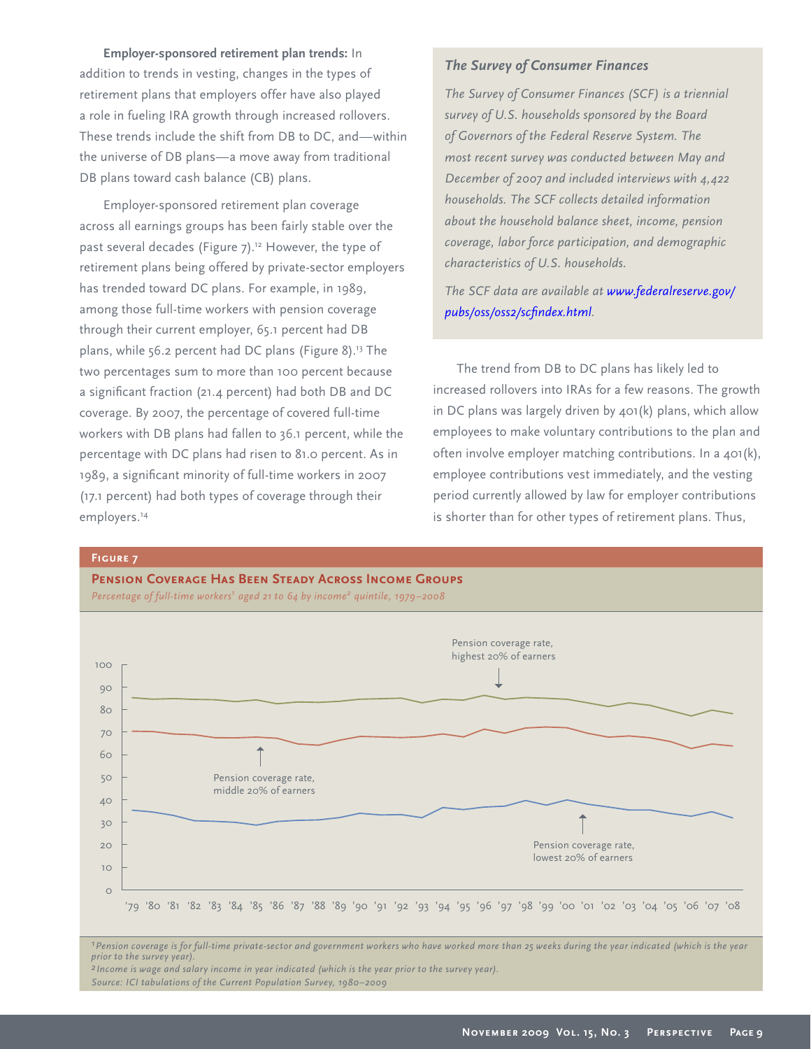**Employer-sponsored retirement plan trends:** In addition to trends in vesting, changes in the types of retirement plans that employers offer have also played a role in fueling IRA growth through increased rollovers. These trends include the shift from DB to DC, and—within the universe of DB plans—a move away from traditional DB plans toward cash balance (CB) plans.

Employer-sponsored retirement plan coverage across all earnings groups has been fairly stable over the past several decades (Figure 7).[12] However, the type of retirement plans being offered by private-sector employers has trended toward DC plans. For example, in 1989, among those full-time workers with pension coverage through their current employer, 65.1 percent had DB plans, while 56.2 percent had DC plans (Figure 8).[13] The two percentages sum to more than 100 percent because a significant fraction (21.4 percent) had both DB and DC coverage. By 2007, the percentage of covered full-time workers with DB plans had fallen to 36.1 percent, while the percentage with DC plans had risen to 81.0 percent. As in 1989, a significant minority of full-time workers in 2007 (17.1 percent) had both types of coverage through their employers.[14]

### *The Survey of Consumer Finances*

*The Survey of Consumer Finances (SCF) is a triennial survey of U.S. households sponsored by the Board of Governors of the Federal Reserve System. The most recent survey was conducted between May and December of 2007 and included interviews with 4,422 households. The SCF collects detailed information about the household balance sheet, income, pension coverage, labor force participation, and demographic characteristics of U.S. households.*

*The SCF data are available at www.federalreserve.gov/pubs/oss/oss2/scfindex.html.*

The trend from DB to DC plans has likely led to increased rollovers into IRAs for a few reasons. The growth in DC plans was largely driven by 401(k) plans, which allow employees to make voluntary contributions to the plan and often involve employer matching contributions. In a 401(k), employee contributions vest immediately, and the vesting period currently allowed by law for employer contributions is shorter than for other types of retirement plans. Thus,

**Figure 7**

**Pension Coverage Has Been Steady Across Income Groups**

*Percentage of full-time workers[1] aged 21 to 64 by income[2] quintile, 1979–2008*

[Line chart, 1979–2008: Pension coverage rate, highest 20% of earners (about 78–86 percent); Pension coverage rate, middle 20% of earners (about 63–72 percent); Pension coverage rate, lowest 20% of earners (about 29–40 percent).]

*[1] Pension coverage is for full-time private-sector and government workers who have worked more than 25 weeks during the year indicated (which is the year prior to the survey year).*
*[2] Income is wage and salary income in year indicated (which is the year prior to the survey year).*
*Source: ICI tabulations of the Current Population Survey, 1980–2009*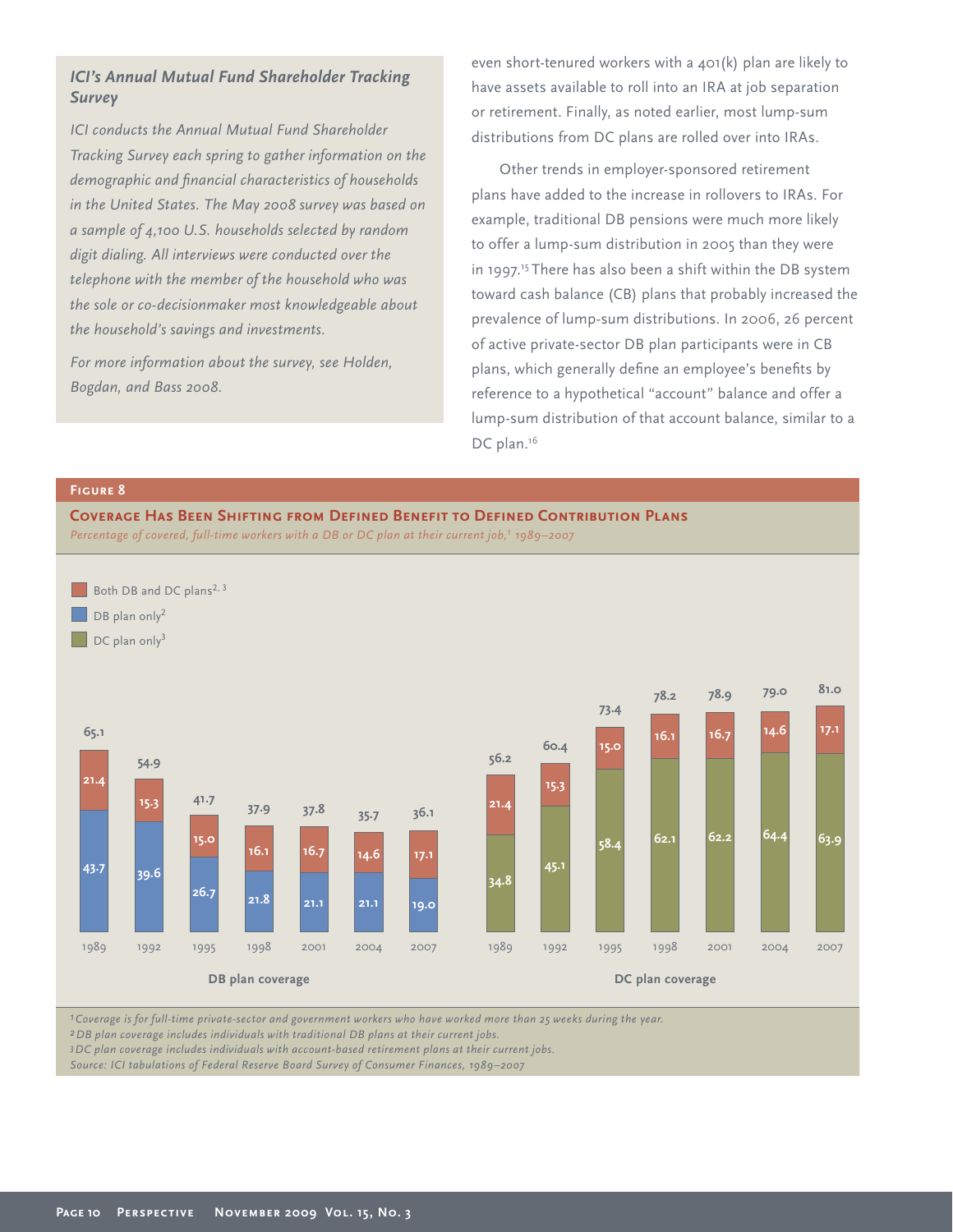### *ICI's Annual Mutual Fund Shareholder Tracking Survey*

*ICI conducts the Annual Mutual Fund Shareholder Tracking Survey each spring to gather information on the demographic and financial characteristics of households in the United States. The May 2008 survey was based on a sample of 4,100 U.S. households selected by random digit dialing. All interviews were conducted over the telephone with the member of the household who was the sole or co-decisionmaker most knowledgeable about the household's savings and investments.*

*For more information about the survey, see Holden, Bogdan, and Bass 2008.*

even short-tenured workers with a 401(k) plan are likely to have assets available to roll into an IRA at job separation or retirement. Finally, as noted earlier, most lump-sum distributions from DC plans are rolled over into IRAs.

Other trends in employer-sponsored retirement plans have added to the increase in rollovers to IRAs. For example, traditional DB pensions were much more likely to offer a lump-sum distribution in 2005 than they were in 1997.[15] There has also been a shift within the DB system toward cash balance (CB) plans that probably increased the prevalence of lump-sum distributions. In 2006, 26 percent of active private-sector DB plan participants were in CB plans, which generally define an employee's benefits by reference to a hypothetical "account" balance and offer a lump-sum distribution of that account balance, similar to a DC plan.[16]

**Figure 8**

**Coverage Has Been Shifting from Defined Benefit to Defined Contribution Plans**

*Percentage of covered, full-time workers with a DB or DC plan at their current job,[1] 1989–2007*

Both DB and DC plans[2, 3]
DB plan only[2]
DC plan only[3]

DB plan coverage
1989: 65.1 (Both 21.4; DB only 43.7)
1992: 54.9 (Both 15.3; DB only 39.6)
1995: 41.7 (Both 15.0; DB only 26.7)
1998: 37.9 (Both 16.1; DB only 21.8)
2001: 37.8 (Both 16.7; DB only 21.1)
2004: 35.7 (Both 14.6; DB only 21.1)
2007: 36.1 (Both 17.1; DB only 19.0)

DC plan coverage
1989: 56.2 (Both 21.4; DC only 34.8)
1992: 60.4 (Both 15.3; DC only 45.1)
1995: 73.4 (Both 15.0; DC only 58.4)
1998: 78.2 (Both 16.1; DC only 62.1)
2001: 78.9 (Both 16.7; DC only 62.2)
2004: 79.0 (Both 14.6; DC only 64.4)
2007: 81.0 (Both 17.1; DC only 63.9)

*[1] Coverage is for full-time private-sector and government workers who have worked more than 25 weeks during the year.*
*[2] DB plan coverage includes individuals with traditional DB plans at their current jobs.*
*[3] DC plan coverage includes individuals with account-based retirement plans at their current jobs.*
*Source: ICI tabulations of Federal Reserve Board Survey of Consumer Finances, 1989–2007*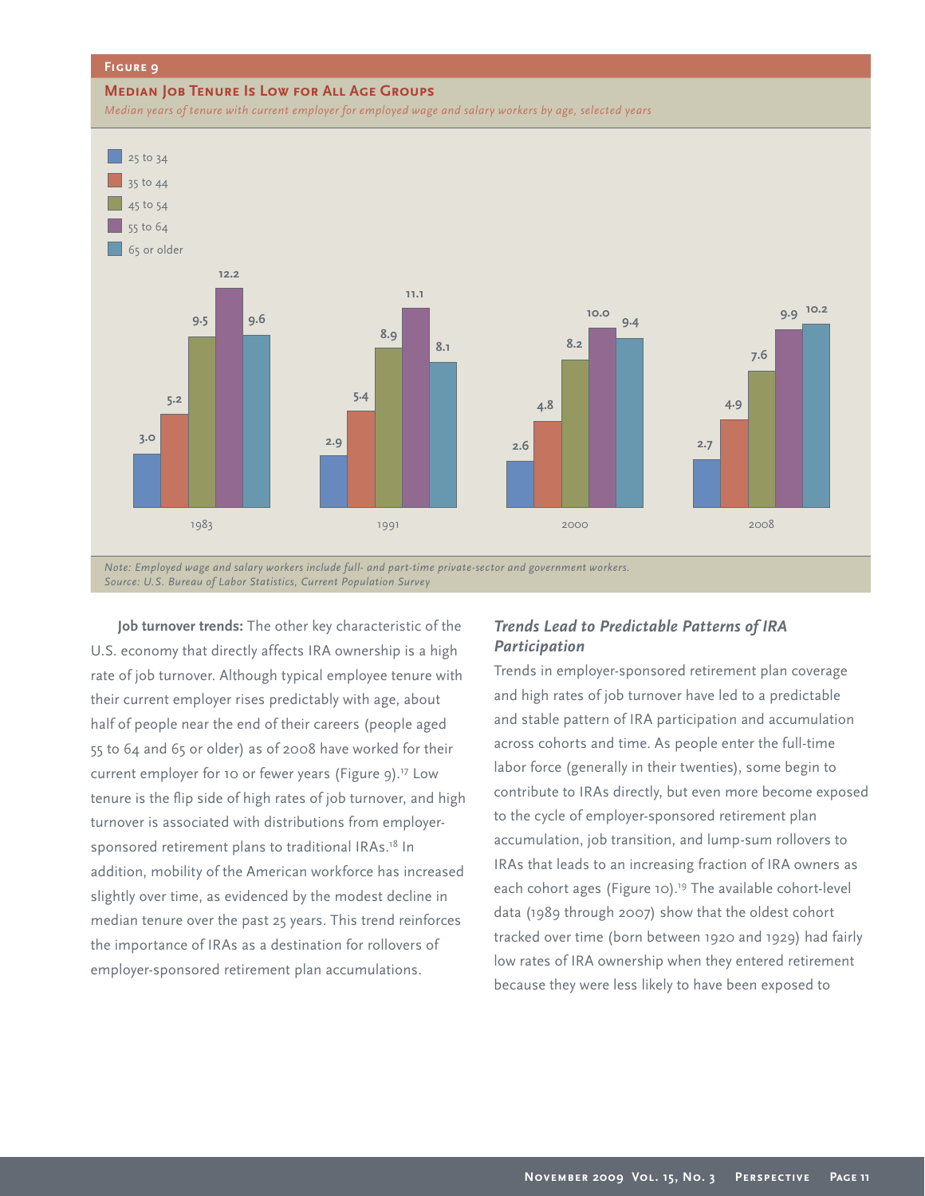**Figure 9**

**Median Job Tenure Is Low for All Age Groups**

*Median years of tenure with current employer for employed wage and salary workers by age, selected years*

25 to 34
35 to 44
45 to 54
55 to 64
65 or older

1983: 3.0, 5.2, 9.5, 12.2, 9.6
1991: 2.9, 5.4, 8.9, 11.1, 8.1
2000: 2.6, 4.8, 8.2, 10.0, 9.4
2008: 2.7, 4.9, 7.6, 9.9, 10.2

*Note: Employed wage and salary workers include full- and part-time private-sector and government workers.*
*Source: U.S. Bureau of Labor Statistics, Current Population Survey*

**Job turnover trends:** The other key characteristic of the U.S. economy that directly affects IRA ownership is a high rate of job turnover. Although typical employee tenure with their current employer rises predictably with age, about half of people near the end of their careers (people aged 55 to 64 and 65 or older) as of 2008 have worked for their current employer for 10 or fewer years (Figure 9).[17] Low tenure is the flip side of high rates of job turnover, and high turnover is associated with distributions from employer-sponsored retirement plans to traditional IRAs.[18] In addition, mobility of the American workforce has increased slightly over time, as evidenced by the modest decline in median tenure over the past 25 years. This trend reinforces the importance of IRAs as a destination for rollovers of employer-sponsored retirement plan accumulations.

### *Trends Lead to Predictable Patterns of IRA Participation*

Trends in employer-sponsored retirement plan coverage and high rates of job turnover have led to a predictable and stable pattern of IRA participation and accumulation across cohorts and time. As people enter the full-time labor force (generally in their twenties), some begin to contribute to IRAs directly, but even more become exposed to the cycle of employer-sponsored retirement plan accumulation, job transition, and lump-sum rollovers to IRAs that leads to an increasing fraction of IRA owners as each cohort ages (Figure 10).[19] The available cohort-level data (1989 through 2007) show that the oldest cohort tracked over time (born between 1920 and 1929) had fairly low rates of IRA ownership when they entered retirement because they were less likely to have been exposed to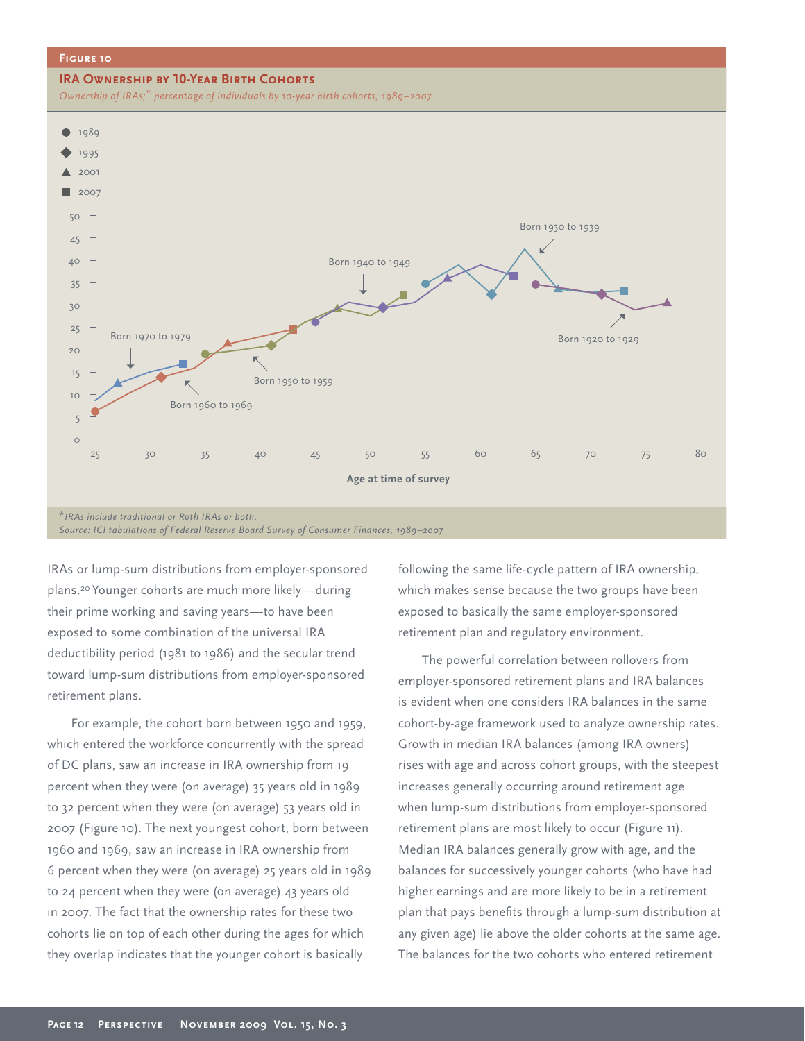**Figure 10**

**IRA Ownership by 10-Year Birth Cohorts**

*Ownership of IRAs;\* percentage of individuals by 10-year birth cohorts, 1989–2007*

1989
1995
2001
2007

0
5
10
15
20
25
30
35
40
45
50

25
30
35
40
45
50
55
60
65
70
75
80

Age at time of survey

Born 1970 to 1979
Born 1960 to 1969
Born 1950 to 1959
Born 1940 to 1949
Born 1930 to 1939
Born 1920 to 1929

*\*IRAs include traditional or Roth IRAs or both.*
*Source: ICI tabulations of Federal Reserve Board Survey of Consumer Finances, 1989–2007*

IRAs or lump-sum distributions from employer-sponsored plans.[20] Younger cohorts are much more likely—during their prime working and saving years—to have been exposed to some combination of the universal IRA deductibility period (1981 to 1986) and the secular trend toward lump-sum distributions from employer-sponsored retirement plans.

For example, the cohort born between 1950 and 1959, which entered the workforce concurrently with the spread of DC plans, saw an increase in IRA ownership from 19 percent when they were (on average) 35 years old in 1989 to 32 percent when they were (on average) 53 years old in 2007 (Figure 10). The next youngest cohort, born between 1960 and 1969, saw an increase in IRA ownership from 6 percent when they were (on average) 25 years old in 1989 to 24 percent when they were (on average) 43 years old in 2007. The fact that the ownership rates for these two cohorts lie on top of each other during the ages for which they overlap indicates that the younger cohort is basically following the same life-cycle pattern of IRA ownership, which makes sense because the two groups have been exposed to basically the same employer-sponsored retirement plan and regulatory environment.

The powerful correlation between rollovers from employer-sponsored retirement plans and IRA balances is evident when one considers IRA balances in the same cohort-by-age framework used to analyze ownership rates. Growth in median IRA balances (among IRA owners) rises with age and across cohort groups, with the steepest increases generally occurring around retirement age when lump-sum distributions from employer-sponsored retirement plans are most likely to occur (Figure 11). Median IRA balances generally grow with age, and the balances for successively younger cohorts (who have had higher earnings and are more likely to be in a retirement plan that pays benefits through a lump-sum distribution at any given age) lie above the older cohorts at the same age. The balances for the two cohorts who entered retirement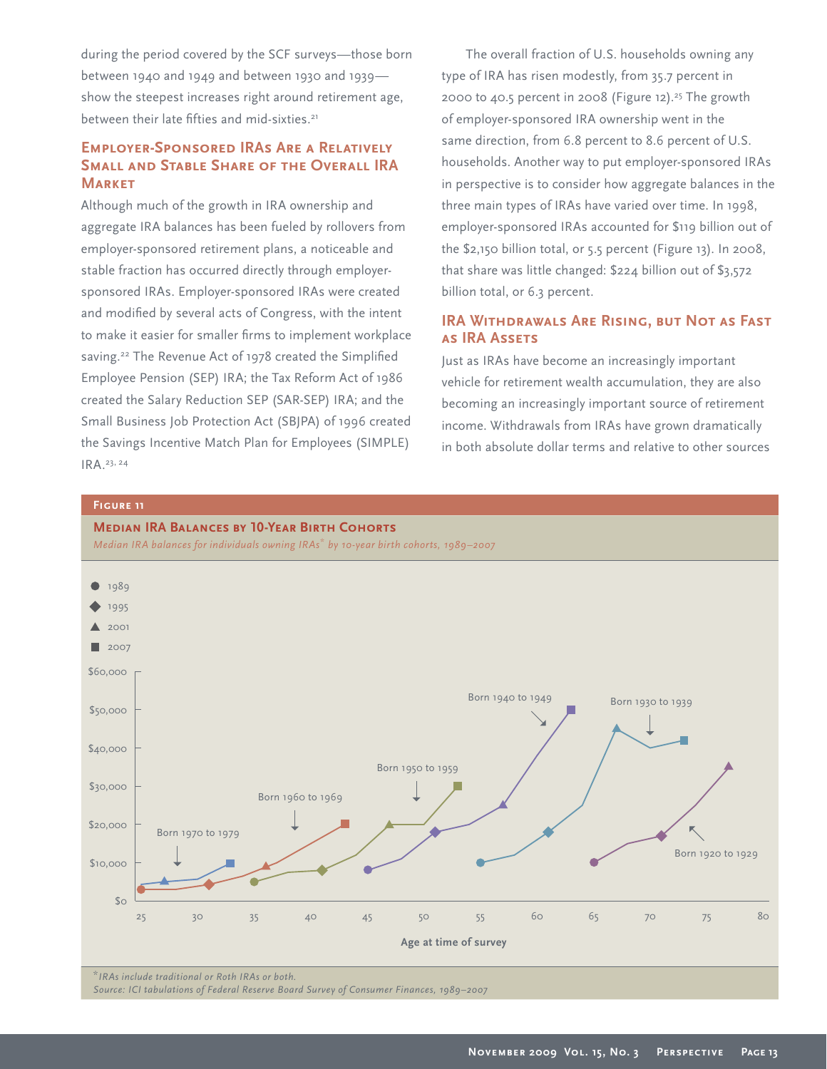during the period covered by the SCF surveys—those born between 1940 and 1949 and between 1930 and 1939—show the steepest increases right around retirement age, between their late fifties and mid-sixties.[21]

### Employer-Sponsored IRAs Are a Relatively Small and Stable Share of the Overall IRA Market

Although much of the growth in IRA ownership and aggregate IRA balances has been fueled by rollovers from employer-sponsored retirement plans, a noticeable and stable fraction has occurred directly through employer-sponsored IRAs. Employer-sponsored IRAs were created and modified by several acts of Congress, with the intent to make it easier for smaller firms to implement workplace saving.[22] The Revenue Act of 1978 created the Simplified Employee Pension (SEP) IRA; the Tax Reform Act of 1986 created the Salary Reduction SEP (SAR-SEP) IRA; and the Small Business Job Protection Act (SBJPA) of 1996 created the Savings Incentive Match Plan for Employees (SIMPLE) IRA.[23, 24]

The overall fraction of U.S. households owning any type of IRA has risen modestly, from 35.7 percent in 2000 to 40.5 percent in 2008 (Figure 12).[25] The growth of employer-sponsored IRA ownership went in the same direction, from 6.8 percent to 8.6 percent of U.S. households. Another way to put employer-sponsored IRAs in perspective is to consider how aggregate balances in the three main types of IRAs have varied over time. In 1998, employer-sponsored IRAs accounted for $119 billion out of the $2,150 billion total, or 5.5 percent (Figure 13). In 2008, that share was little changed: $224 billion out of $3,572 billion total, or 6.3 percent.

### IRA Withdrawals Are Rising, but Not as Fast as IRA Assets

Just as IRAs have become an increasingly important vehicle for retirement wealth accumulation, they are also becoming an increasingly important source of retirement income. Withdrawals from IRAs have grown dramatically in both absolute dollar terms and relative to other sources

**Figure 11**

**Median IRA Balances by 10-Year Birth Cohorts**

*Median IRA balances for individuals owning IRAs\* by 10-year birth cohorts, 1989–2007*

1989
1995
2001
2007

$60,000
$50,000
$40,000
$30,000
$20,000
$10,000
$0

25 30 35 40 45 50 55 60 65 70 75 80

Age at time of survey

Born 1970 to 1979
Born 1960 to 1969
Born 1950 to 1959
Born 1940 to 1949
Born 1930 to 1939
Born 1920 to 1929

*\*IRAs include traditional or Roth IRAs or both.*
*Source: ICI tabulations of Federal Reserve Board Survey of Consumer Finances, 1989–2007*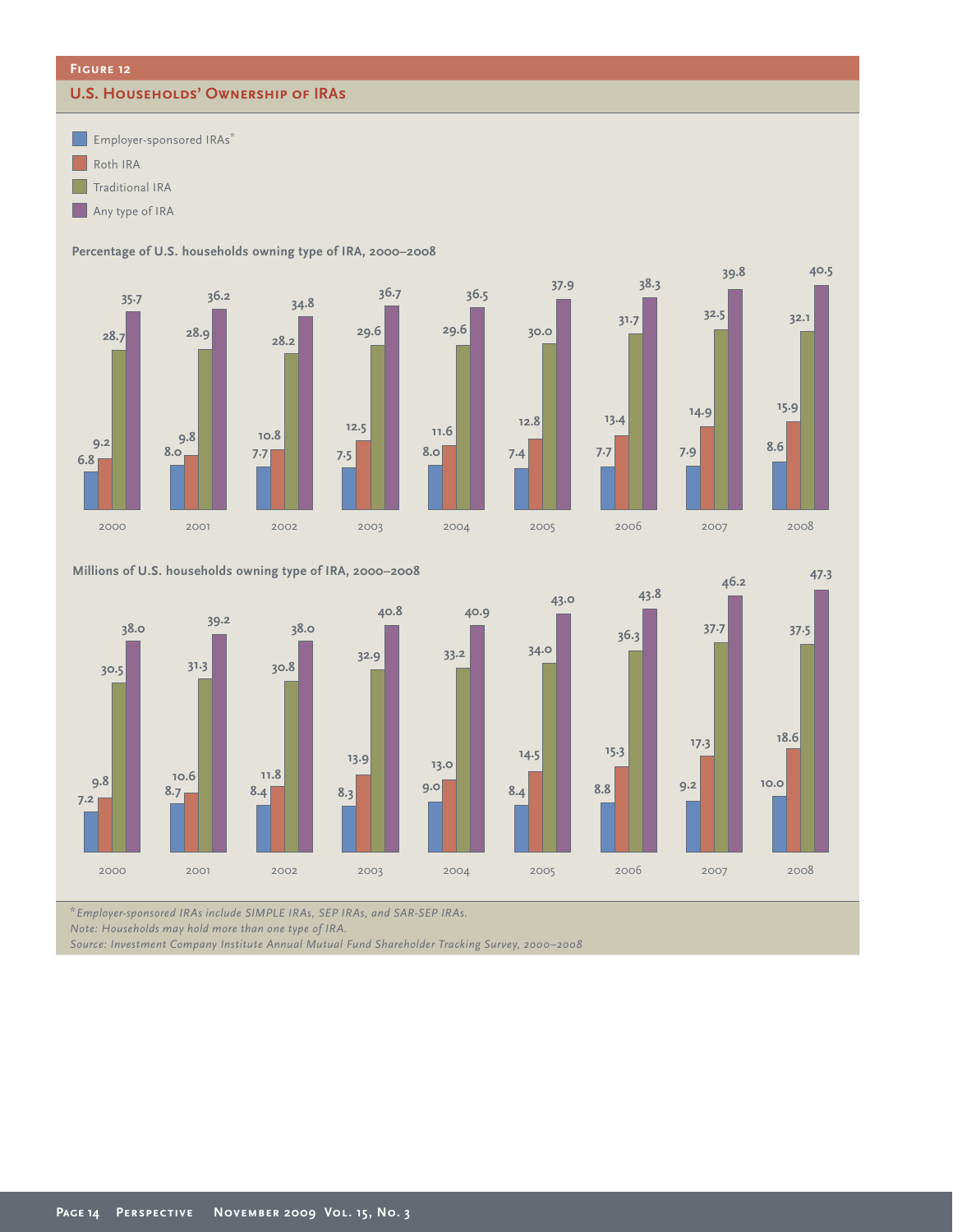**Figure 12**

**U.S. Households' Ownership of IRAs**

Employer-sponsored IRAs*
Roth IRA
Traditional IRA
Any type of IRA

**Percentage of U.S. households owning type of IRA, 2000–2008**

2000: 6.8, 9.2, 28.7, 35.7
2001: 8.0, 9.8, 28.9, 36.2
2002: 7.7, 10.8, 28.2, 34.8
2003: 7.5, 12.5, 29.6, 36.7
2004: 8.0, 11.6, 29.6, 36.5
2005: 7.4, 12.8, 30.0, 37.9
2006: 7.7, 13.4, 31.7, 38.3
2007: 7.9, 14.9, 32.5, 39.8
2008: 8.6, 15.9, 32.1, 40.5

**Millions of U.S. households owning type of IRA, 2000–2008**

2000: 7.2, 9.8, 30.5, 38.0
2001: 8.7, 10.6, 31.3, 39.2
2002: 8.4, 11.8, 30.8, 38.0
2003: 8.3, 13.9, 32.9, 40.8
2004: 9.0, 13.0, 33.2, 40.9
2005: 8.4, 14.5, 34.0, 43.0
2006: 8.8, 15.3, 36.3, 43.8
2007: 9.2, 17.3, 37.7, 46.2
2008: 10.0, 18.6, 37.5, 47.3

*\*Employer-sponsored IRAs include SIMPLE IRAs, SEP IRAs, and SAR-SEP IRAs.*
*Note: Households may hold more than one type of IRA.*
*Source: Investment Company Institute Annual Mutual Fund Shareholder Tracking Survey, 2000–2008*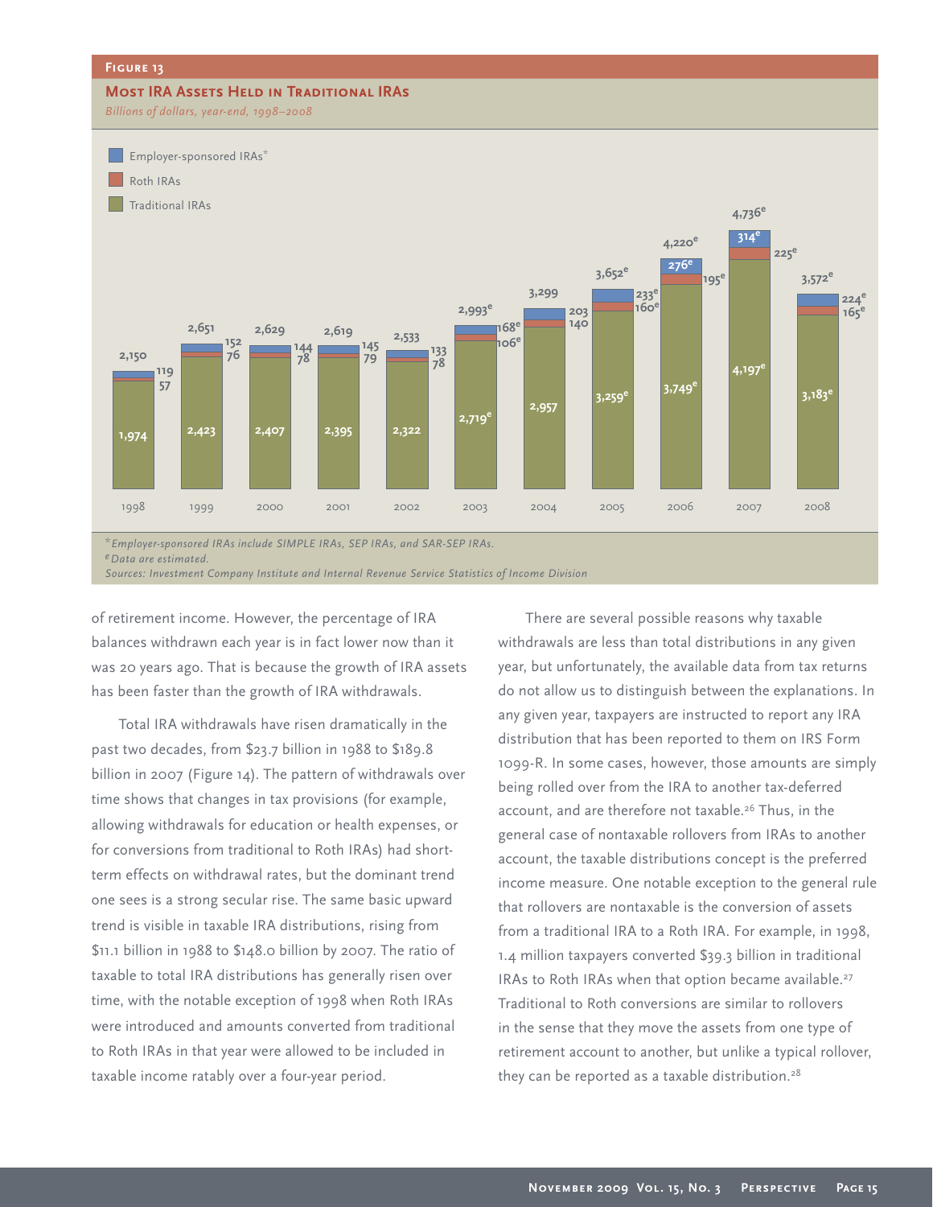**Figure 13**

**Most IRA Assets Held in Traditional IRAs**

*Billions of dollars, year-end, 1998–2008*

Employer-sponsored IRAs*
Roth IRAs
Traditional IRAs

1998: 2,150; 119; 57; 1,974
1999: 2,651; 152; 76; 2,423
2000: 2,629; 144; 78; 2,407
2001: 2,619; 145; 79; 2,395
2002: 2,533; 133; 78; 2,322
2003: 2,993e; 168e; 106e; 2,719e
2004: 3,299; 203; 140; 2,957
2005: 3,652e; 233e; 160e; 3,259e
2006: 4,220e; 276e; 195e; 3,749e
2007: 4,736e; 314e; 225e; 4,197e
2008: 3,572e; 224e; 165e; 3,183e

*Employer-sponsored IRAs include SIMPLE IRAs, SEP IRAs, and SAR-SEP IRAs.
e Data are estimated.
*Sources: Investment Company Institute and Internal Revenue Service Statistics of Income Division*

of retirement income. However, the percentage of IRA balances withdrawn each year is in fact lower now than it was 20 years ago. That is because the growth of IRA assets has been faster than the growth of IRA withdrawals.

Total IRA withdrawals have risen dramatically in the past two decades, from $23.7 billion in 1988 to $189.8 billion in 2007 (Figure 14). The pattern of withdrawals over time shows that changes in tax provisions (for example, allowing withdrawals for education or health expenses, or for conversions from traditional to Roth IRAs) had short-term effects on withdrawal rates, but the dominant trend one sees is a strong secular rise. The same basic upward trend is visible in taxable IRA distributions, rising from $11.1 billion in 1988 to $148.0 billion by 2007. The ratio of taxable to total IRA distributions has generally risen over time, with the notable exception of 1998 when Roth IRAs were introduced and amounts converted from traditional to Roth IRAs in that year were allowed to be included in taxable income ratably over a four-year period.

There are several possible reasons why taxable withdrawals are less than total distributions in any given year, but unfortunately, the available data from tax returns do not allow us to distinguish between the explanations. In any given year, taxpayers are instructed to report any IRA distribution that has been reported to them on IRS Form 1099-R. In some cases, however, those amounts are simply being rolled over from the IRA to another tax-deferred account, and are therefore not taxable.[26] Thus, in the general case of nontaxable rollovers from IRAs to another account, the taxable distributions concept is the preferred income measure. One notable exception to the general rule that rollovers are nontaxable is the conversion of assets from a traditional IRA to a Roth IRA. For example, in 1998, 1.4 million taxpayers converted $39.3 billion in traditional IRAs to Roth IRAs when that option became available.[27] Traditional to Roth conversions are similar to rollovers in the sense that they move the assets from one type of retirement account to another, but unlike a typical rollover, they can be reported as a taxable distribution.[28]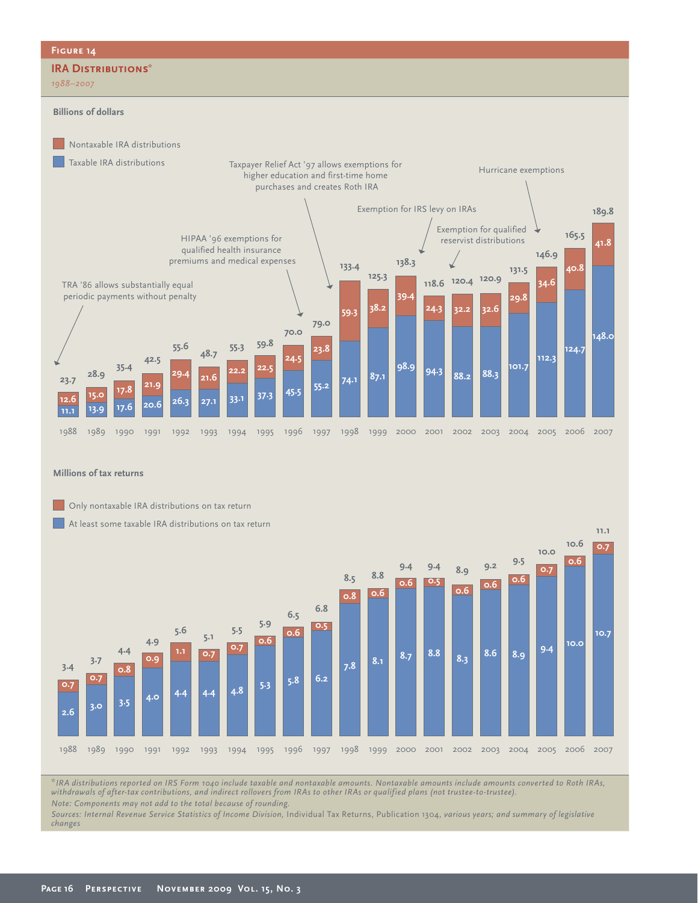**Figure 14**

**IRA Distributions***

*1988–2007*

Billions of dollars

Nontaxable IRA distributions

Taxable IRA distributions

TRA '86 allows substantially equal periodic payments without penalty

HIPAA '96 exemptions for qualified health insurance premiums and medical expenses

Taxpayer Relief Act '97 allows exemptions for higher education and first-time home purchases and creates Roth IRA

Exemption for IRS levy on IRAs

Exemption for qualified reservist distributions

Hurricane exemptions

1988: 23.7 (12.6, 11.1)
1989: 28.9 (15.0, 13.9)
1990: 35.4 (17.8, 17.6)
1991: 42.5 (21.9, 20.6)
1992: 55.6 (29.4, 26.3)
1993: 48.7 (21.6, 27.1)
1994: 55.3 (22.2, 33.1)
1995: 59.8 (22.5, 37.3)
1996: 70.0 (24.5, 45.5)
1997: 79.0 (23.8, 55.2)
1998: 133.4 (59.3, 74.1)
1999: 125.3 (38.2, 87.1)
2000: 138.3 (39.4, 98.9)
2001: 118.6 (24.3, 94.3)
2002: 120.4 (32.2, 88.2)
2003: 120.9 (32.6, 88.3)
2004: 131.5 (29.8, 101.7)
2005: 146.9 (34.6, 112.3)
2006: 165.5 (40.8, 124.7)
2007: 189.8 (41.8, 148.0)

Millions of tax returns

Only nontaxable IRA distributions on tax return

At least some taxable IRA distributions on tax return

1988: 3.4 (0.7, 2.6)
1989: 3.7 (0.7, 3.0)
1990: 4.4 (0.8, 3.5)
1991: 4.9 (0.9, 4.0)
1992: 5.6 (1.1, 4.4)
1993: 5.1 (0.7, 4.4)
1994: 5.5 (0.7, 4.8)
1995: 5.9 (0.6, 5.3)
1996: 6.5 (0.6, 5.8)
1997: 6.8 (0.5, 6.2)
1998: 8.5 (0.8, 7.8)
1999: 8.8 (0.6, 8.1)
2000: 9.4 (0.6, 8.7)
2001: 9.4 (0.5, 8.8)
2002: 8.9 (0.6, 8.3)
2003: 9.2 (0.6, 8.6)
2004: 9.5 (0.6, 8.9)
2005: 10.0 (0.7, 9.4)
2006: 10.6 (0.6, 10.0)
2007: 11.1 (0.7, 10.7)

**IRA distributions reported on IRS Form 1040 include taxable and nontaxable amounts. Nontaxable amounts include amounts converted to Roth IRAs, withdrawals of after-tax contributions, and indirect rollovers from IRAs to other IRAs or qualified plans (not trustee-to-trustee).*

*Note: Components may not add to the total because of rounding.*

*Sources: Internal Revenue Service Statistics of Income Division,* Individual Tax Returns, Publication 1304, *various years; and summary of legislative changes*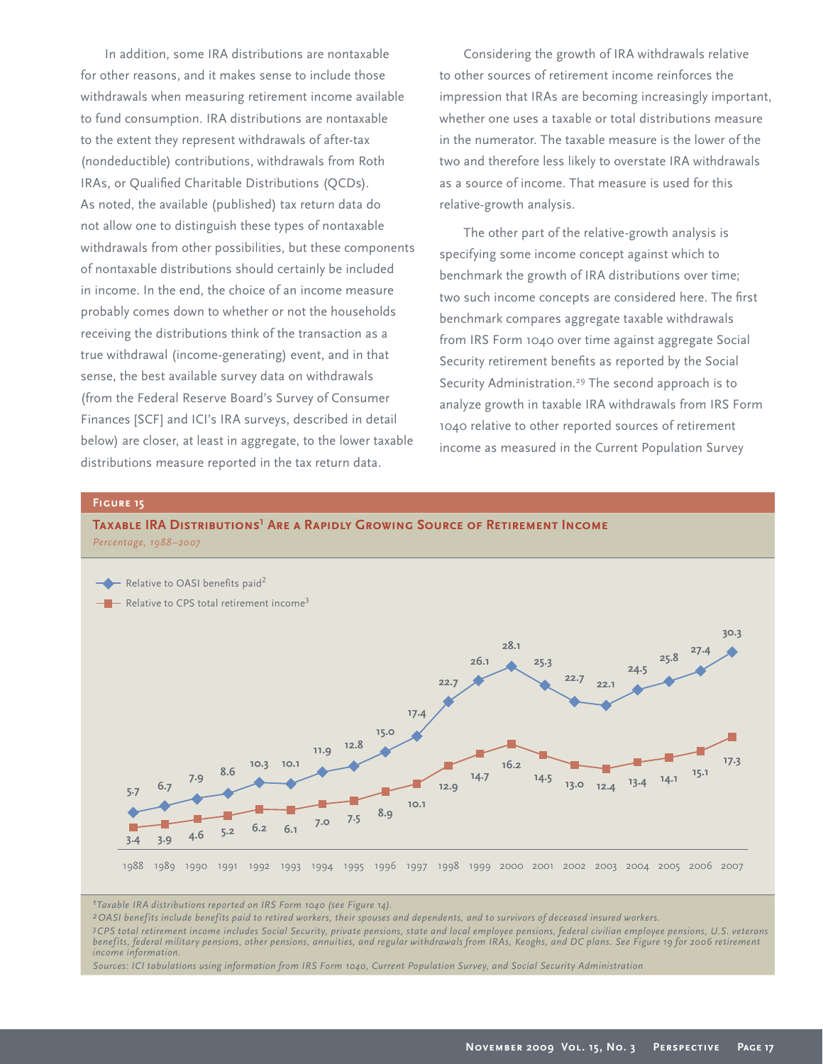In addition, some IRA distributions are nontaxable for other reasons, and it makes sense to include those withdrawals when measuring retirement income available to fund consumption. IRA distributions are nontaxable to the extent they represent withdrawals of after-tax (nondeductible) contributions, withdrawals from Roth IRAs, or Qualified Charitable Distributions (QCDs). As noted, the available (published) tax return data do not allow one to distinguish these types of nontaxable withdrawals from other possibilities, but these components of nontaxable distributions should certainly be included in income. In the end, the choice of an income measure probably comes down to whether or not the households receiving the distributions think of the transaction as a true withdrawal (income-generating) event, and in that sense, the best available survey data on withdrawals (from the Federal Reserve Board's Survey of Consumer Finances [SCF] and ICI's IRA surveys, described in detail below) are closer, at least in aggregate, to the lower taxable distributions measure reported in the tax return data.

Considering the growth of IRA withdrawals relative to other sources of retirement income reinforces the impression that IRAs are becoming increasingly important, whether one uses a taxable or total distributions measure in the numerator. The taxable measure is the lower of the two and therefore less likely to overstate IRA withdrawals as a source of income. That measure is used for this relative-growth analysis.

The other part of the relative-growth analysis is specifying some income concept against which to benchmark the growth of IRA distributions over time; two such income concepts are considered here. The first benchmark compares aggregate taxable withdrawals from IRS Form 1040 over time against aggregate Social Security retirement benefits as reported by the Social Security Administration.[29] The second approach is to analyze growth in taxable IRA withdrawals from IRS Form 1040 relative to other reported sources of retirement income as measured in the Current Population Survey

**Figure 15**

**Taxable IRA Distributions[1] Are a Rapidly Growing Source of Retirement Income**

*Percentage, 1988–2007*

Relative to OASI benefits paid[2]
Relative to CPS total retirement income[3]

5.7 6.7 7.9 8.6 10.3 10.1 11.9 12.8 15.0 17.4 22.7 26.1 28.1 25.3 22.7 22.1 24.5 25.8 27.4 30.3

3.4 3.9 4.6 5.2 6.2 6.1 7.0 7.5 8.9 10.1 12.9 14.7 16.2 14.5 13.0 12.4 13.4 14.1 15.1 17.3

1988 1989 1990 1991 1992 1993 1994 1995 1996 1997 1998 1999 2000 2001 2002 2003 2004 2005 2006 2007

*[1]Taxable IRA distributions reported on IRS Form 1040 (see Figure 14).*
*[2]OASI benefits include benefits paid to retired workers, their spouses and dependents, and to survivors of deceased insured workers.*
*[3]CPS total retirement income includes Social Security, private pensions, state and local employee pensions, federal civilian employee pensions, U.S. veterans benefits, federal military pensions, other pensions, annuities, and regular withdrawals from IRAs, Keoghs, and DC plans. See Figure 19 for 2006 retirement income information.*
*Sources: ICI tabulations using information from IRS Form 1040, Current Population Survey, and Social Security Administration*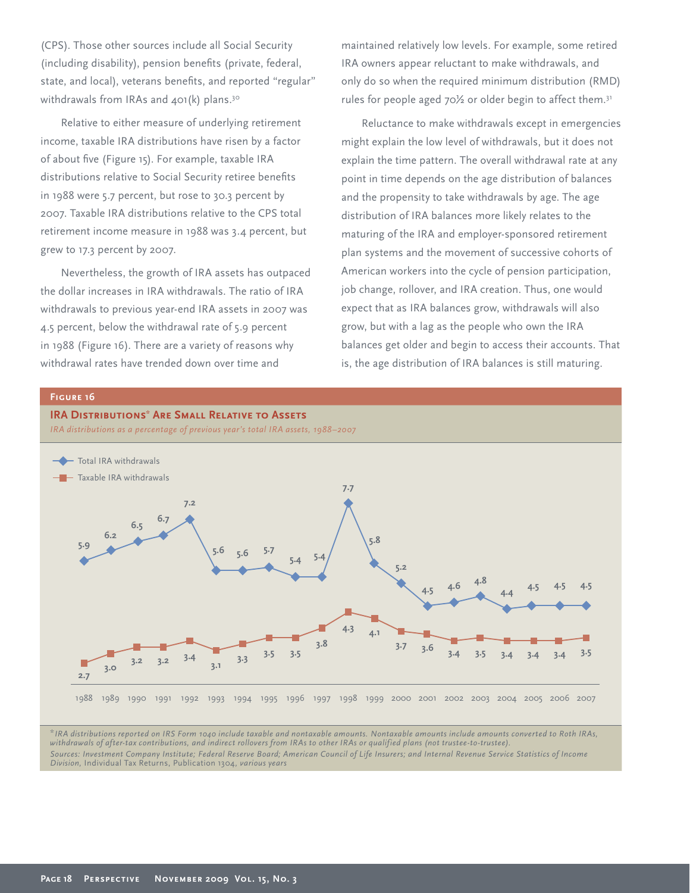(CPS). Those other sources include all Social Security (including disability), pension benefits (private, federal, state, and local), veterans benefits, and reported "regular" withdrawals from IRAs and 401(k) plans.[30]

Relative to either measure of underlying retirement income, taxable IRA distributions have risen by a factor of about five (Figure 15). For example, taxable IRA distributions relative to Social Security retiree benefits in 1988 were 5.7 percent, but rose to 30.3 percent by 2007. Taxable IRA distributions relative to the CPS total retirement income measure in 1988 was 3.4 percent, but grew to 17.3 percent by 2007.

Nevertheless, the growth of IRA assets has outpaced the dollar increases in IRA withdrawals. The ratio of IRA withdrawals to previous year-end IRA assets in 2007 was 4.5 percent, below the withdrawal rate of 5.9 percent in 1988 (Figure 16). There are a variety of reasons why withdrawal rates have trended down over time and maintained relatively low levels. For example, some retired IRA owners appear reluctant to make withdrawals, and only do so when the required minimum distribution (RMD) rules for people aged 70½ or older begin to affect them.[31]

Reluctance to make withdrawals except in emergencies might explain the low level of withdrawals, but it does not explain the time pattern. The overall withdrawal rate at any point in time depends on the age distribution of balances and the propensity to take withdrawals by age. The age distribution of IRA balances more likely relates to the maturing of the IRA and employer-sponsored retirement plan systems and the movement of successive cohorts of American workers into the cycle of pension participation, job change, rollover, and IRA creation. Thus, one would expect that as IRA balances grow, withdrawals will also grow, but with a lag as the people who own the IRA balances get older and begin to access their accounts. That is, the age distribution of IRA balances is still maturing.

**Figure 16**

**IRA Distributions* Are Small Relative to Assets**

*IRA distributions as a percentage of previous year's total IRA assets, 1988–2007*

Total IRA withdrawals
Taxable IRA withdrawals

Total IRA withdrawals: 5.9, 6.2, 6.5, 6.7, 7.2, 5.6, 5.6, 5.7, 5.4, 5.4, 7.7, 5.8, 5.2, 4.5, 4.6, 4.8, 4.4, 4.5, 4.5, 4.5

Taxable IRA withdrawals: 2.7, 3.0, 3.2, 3.2, 3.4, 3.1, 3.3, 3.5, 3.5, 3.8, 4.3, 4.1, 3.7, 3.6, 3.4, 3.5, 3.4, 3.4, 3.4, 3.5

1988 1989 1990 1991 1992 1993 1994 1995 1996 1997 1998 1999 2000 2001 2002 2003 2004 2005 2006 2007

**IRA distributions reported on IRS Form 1040 include taxable and nontaxable amounts. Nontaxable amounts include amounts converted to Roth IRAs, withdrawals of after-tax contributions, and indirect rollovers from IRAs to other IRAs or qualified plans (not trustee-to-trustee).*

*Sources: Investment Company Institute; Federal Reserve Board; American Council of Life Insurers; and Internal Revenue Service Statistics of Income Division,* Individual Tax Returns, Publication 1304, *various years*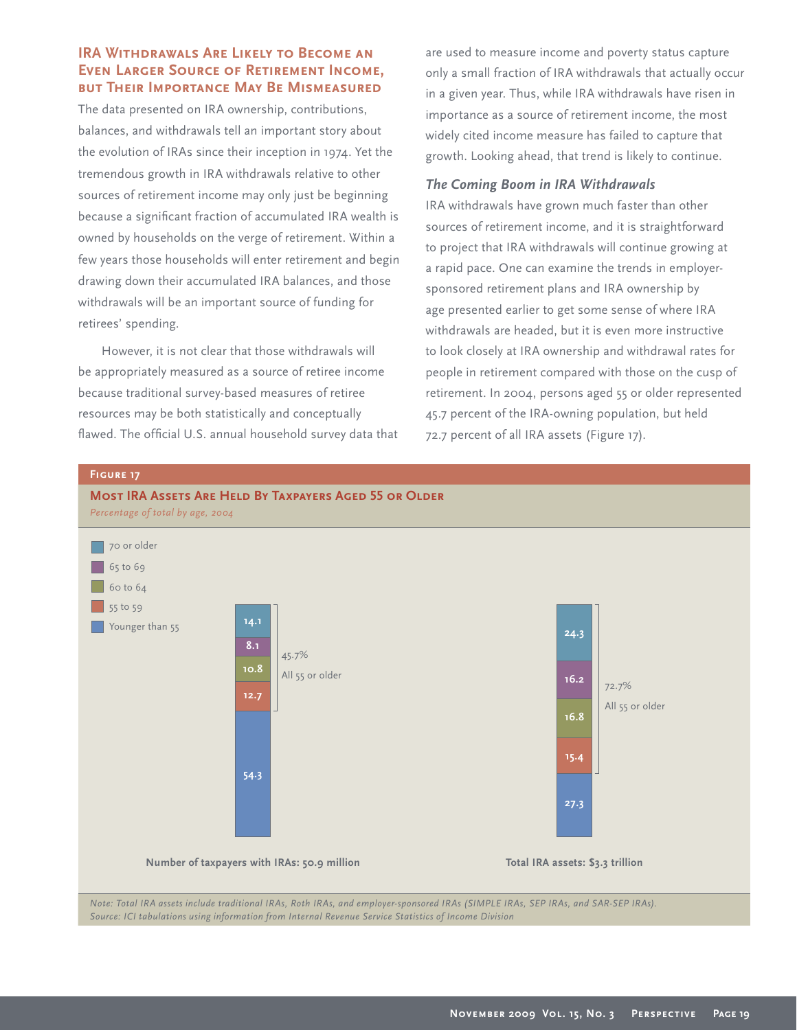## IRA Withdrawals Are Likely to Become an Even Larger Source of Retirement Income, but Their Importance May Be Mismeasured

The data presented on IRA ownership, contributions, balances, and withdrawals tell an important story about the evolution of IRAs since their inception in 1974. Yet the tremendous growth in IRA withdrawals relative to other sources of retirement income may only just be beginning because a significant fraction of accumulated IRA wealth is owned by households on the verge of retirement. Within a few years those households will enter retirement and begin drawing down their accumulated IRA balances, and those withdrawals will be an important source of funding for retirees' spending.

However, it is not clear that those withdrawals will be appropriately measured as a source of retiree income because traditional survey-based measures of retiree resources may be both statistically and conceptually flawed. The official U.S. annual household survey data that are used to measure income and poverty status capture only a small fraction of IRA withdrawals that actually occur in a given year. Thus, while IRA withdrawals have risen in importance as a source of retirement income, the most widely cited income measure has failed to capture that growth. Looking ahead, that trend is likely to continue.

### *The Coming Boom in IRA Withdrawals*

IRA withdrawals have grown much faster than other sources of retirement income, and it is straightforward to project that IRA withdrawals will continue growing at a rapid pace. One can examine the trends in employer-sponsored retirement plans and IRA ownership by age presented earlier to get some sense of where IRA withdrawals are headed, but it is even more instructive to look closely at IRA ownership and withdrawal rates for people in retirement compared with those on the cusp of retirement. In 2004, persons aged 55 or older represented 45.7 percent of the IRA-owning population, but held 72.7 percent of all IRA assets (Figure 17).

**Figure 17**

**Most IRA Assets Are Held By Taxpayers Aged 55 or Older**

*Percentage of total by age, 2004*

70 or older
65 to 69
60 to 64
55 to 59
Younger than 55

14.1
8.1
10.8
12.7
54.3

45.7%
All 55 or older

**Number of taxpayers with IRAs: 50.9 million**

24.3
16.2
16.8
15.4
27.3

72.7%
All 55 or older

**Total IRA assets: $3.3 trillion**

*Note: Total IRA assets include traditional IRAs, Roth IRAs, and employer-sponsored IRAs (SIMPLE IRAs, SEP IRAs, and SAR-SEP IRAs).*
*Source: ICI tabulations using information from Internal Revenue Service Statistics of Income Division*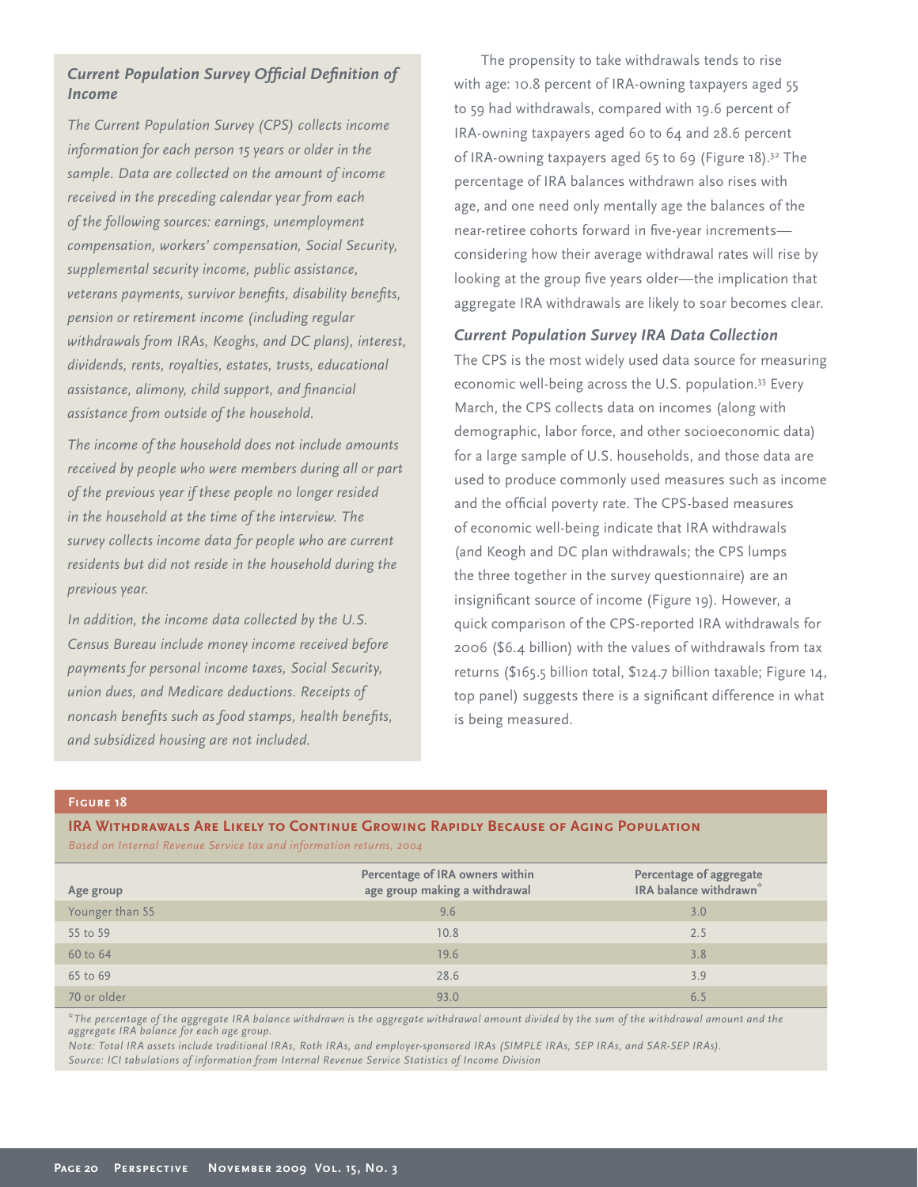### *Current Population Survey Official Definition of Income*

*The Current Population Survey (CPS) collects income information for each person 15 years or older in the sample. Data are collected on the amount of income received in the preceding calendar year from each of the following sources: earnings, unemployment compensation, workers' compensation, Social Security, supplemental security income, public assistance, veterans payments, survivor benefits, disability benefits, pension or retirement income (including regular withdrawals from IRAs, Keoghs, and DC plans), interest, dividends, rents, royalties, estates, trusts, educational assistance, alimony, child support, and financial assistance from outside of the household.*

*The income of the household does not include amounts received by people who were members during all or part of the previous year if these people no longer resided in the household at the time of the interview. The survey collects income data for people who are current residents but did not reside in the household during the previous year.*

*In addition, the income data collected by the U.S. Census Bureau include money income received before payments for personal income taxes, Social Security, union dues, and Medicare deductions. Receipts of noncash benefits such as food stamps, health benefits, and subsidized housing are not included.*

The propensity to take withdrawals tends to rise with age: 10.8 percent of IRA-owning taxpayers aged 55 to 59 had withdrawals, compared with 19.6 percent of IRA-owning taxpayers aged 60 to 64 and 28.6 percent of IRA-owning taxpayers aged 65 to 69 (Figure 18).[32] The percentage of IRA balances withdrawn also rises with age, and one need only mentally age the balances of the near-retiree cohorts forward in five-year increments—considering how their average withdrawal rates will rise by looking at the group five years older—the implication that aggregate IRA withdrawals are likely to soar becomes clear.

### *Current Population Survey IRA Data Collection*

The CPS is the most widely used data source for measuring economic well-being across the U.S. population.[33] Every March, the CPS collects data on incomes (along with demographic, labor force, and other socioeconomic data) for a large sample of U.S. households, and those data are used to produce commonly used measures such as income and the official poverty rate. The CPS-based measures of economic well-being indicate that IRA withdrawals (and Keogh and DC plan withdrawals; the CPS lumps the three together in the survey questionnaire) are an insignificant source of income (Figure 19). However, a quick comparison of the CPS-reported IRA withdrawals for 2006 ($6.4 billion) with the values of withdrawals from tax returns ($165.5 billion total, $124.7 billion taxable; Figure 14, top panel) suggests there is a significant difference in what is being measured.

**Figure 18**

**IRA Withdrawals Are Likely to Continue Growing Rapidly Because of Aging Population**

*Based on Internal Revenue Service tax and information returns, 2004*

| Age group | Percentage of IRA owners within age group making a withdrawal | Percentage of aggregate IRA balance withdrawn* |
|---|---|---|
| Younger than 55 | 9.6 | 3.0 |
| 55 to 59 | 10.8 | 2.5 |
| 60 to 64 | 19.6 | 3.8 |
| 65 to 69 | 28.6 | 3.9 |
| 70 or older | 93.0 | 6.5 |

*The percentage of the aggregate IRA balance withdrawn is the aggregate withdrawal amount divided by the sum of the withdrawal amount and the aggregate IRA balance for each age group.

*Note: Total IRA assets include traditional IRAs, Roth IRAs, and employer-sponsored IRAs (SIMPLE IRAs, SEP IRAs, and SAR-SEP IRAs).*

*Source: ICI tabulations of information from Internal Revenue Service Statistics of Income Division*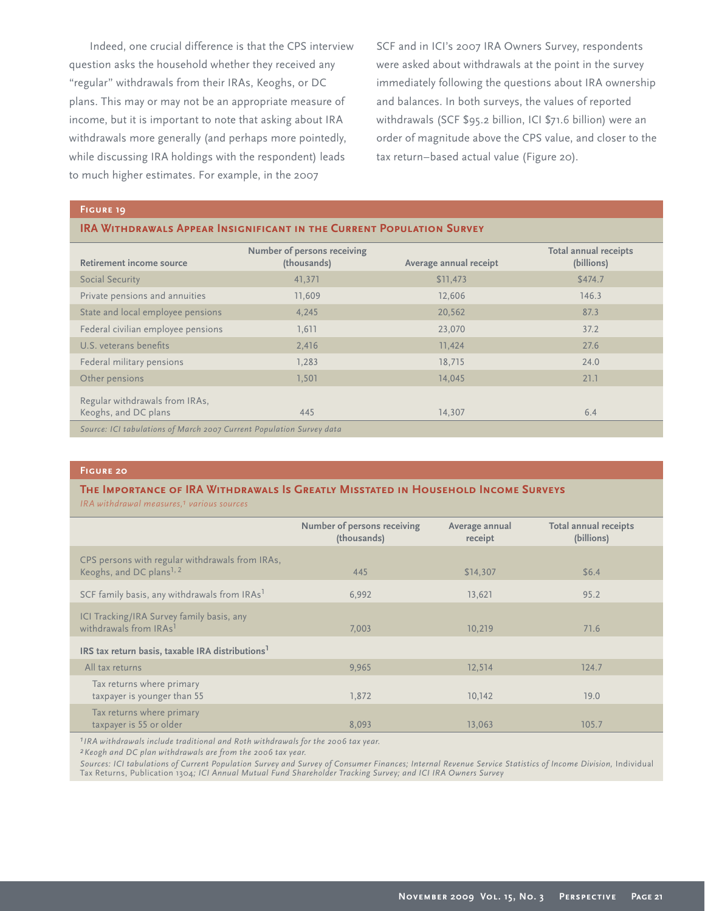Indeed, one crucial difference is that the CPS interview question asks the household whether they received any "regular" withdrawals from their IRAs, Keoghs, or DC plans. This may or may not be an appropriate measure of income, but it is important to note that asking about IRA withdrawals more generally (and perhaps more pointedly, while discussing IRA holdings with the respondent) leads to much higher estimates. For example, in the 2007 SCF and in ICI's 2007 IRA Owners Survey, respondents were asked about withdrawals at the point in the survey immediately following the questions about IRA ownership and balances. In both surveys, the values of reported withdrawals (SCF $95.2 billion, ICI $71.6 billion) were an order of magnitude above the CPS value, and closer to the tax return–based actual value (Figure 20).

**Figure 19**

**IRA Withdrawals Appear Insignificant in the Current Population Survey**

| Retirement income source | Number of persons receiving (thousands) | Average annual receipt | Total annual receipts (billions) |
|---|---|---|---|
| Social Security | 41,371 | $11,473 | $474.7 |
| Private pensions and annuities | 11,609 | 12,606 | 146.3 |
| State and local employee pensions | 4,245 | 20,562 | 87.3 |
| Federal civilian employee pensions | 1,611 | 23,070 | 37.2 |
| U.S. veterans benefits | 2,416 | 11,424 | 27.6 |
| Federal military pensions | 1,283 | 18,715 | 24.0 |
| Other pensions | 1,501 | 14,045 | 21.1 |
| Regular withdrawals from IRAs, Keoghs, and DC plans | 445 | 14,307 | 6.4 |

*Source: ICI tabulations of March 2007 Current Population Survey data*

**Figure 20**

**The Importance of IRA Withdrawals Is Greatly Misstated in Household Income Surveys**

*IRA withdrawal measures,[1] various sources*

| | Number of persons receiving (thousands) | Average annual receipt | Total annual receipts (billions) |
|---|---|---|---|
| CPS persons with regular withdrawals from IRAs, Keoghs, and DC plans[1, 2] | 445 | $14,307 | $6.4 |
| SCF family basis, any withdrawals from IRAs[1] | 6,992 | 13,621 | 95.2 |
| ICI Tracking/IRA Survey family basis, any withdrawals from IRAs[1] | 7,003 | 10,219 | 71.6 |
| **IRS tax return basis, taxable IRA distributions[1]** | | | |
| All tax returns | 9,965 | 12,514 | 124.7 |
| Tax returns where primary taxpayer is younger than 55 | 1,872 | 10,142 | 19.0 |
| Tax returns where primary taxpayer is 55 or older | 8,093 | 13,063 | 105.7 |

[1] *IRA withdrawals include traditional and Roth withdrawals for the 2006 tax year.*

[2] *Keogh and DC plan withdrawals are from the 2006 tax year.*

*Sources: ICI tabulations of Current Population Survey and Survey of Consumer Finances; Internal Revenue Service Statistics of Income Division,* Individual Tax Returns, Publication 1304; *ICI Annual Mutual Fund Shareholder Tracking Survey; and ICI IRA Owners Survey*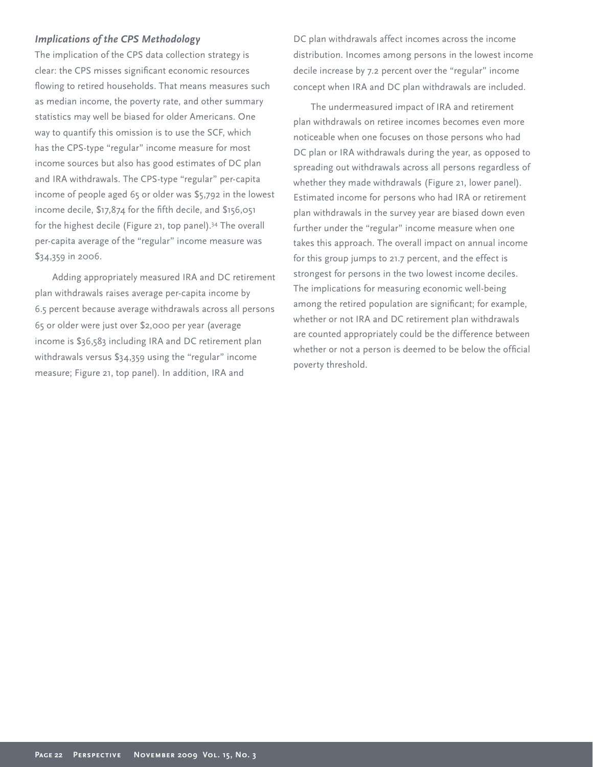### *Implications of the CPS Methodology*

The implication of the CPS data collection strategy is clear: the CPS misses significant economic resources flowing to retired households. That means measures such as median income, the poverty rate, and other summary statistics may well be biased for older Americans. One way to quantify this omission is to use the SCF, which has the CPS-type "regular" income measure for most income sources but also has good estimates of DC plan and IRA withdrawals. The CPS-type "regular" per-capita income of people aged 65 or older was $5,792 in the lowest income decile, $17,874 for the fifth decile, and $156,051 for the highest decile (Figure 21, top panel).[34] The overall per-capita average of the "regular" income measure was $34,359 in 2006.

Adding appropriately measured IRA and DC retirement plan withdrawals raises average per-capita income by 6.5 percent because average withdrawals across all persons 65 or older were just over $2,000 per year (average income is $36,583 including IRA and DC retirement plan withdrawals versus $34,359 using the "regular" income measure; Figure 21, top panel). In addition, IRA and DC plan withdrawals affect incomes across the income distribution. Incomes among persons in the lowest income decile increase by 7.2 percent over the "regular" income concept when IRA and DC plan withdrawals are included.

The undermeasured impact of IRA and retirement plan withdrawals on retiree incomes becomes even more noticeable when one focuses on those persons who had DC plan or IRA withdrawals during the year, as opposed to spreading out withdrawals across all persons regardless of whether they made withdrawals (Figure 21, lower panel). Estimated income for persons who had IRA or retirement plan withdrawals in the survey year are biased down even further under the "regular" income measure when one takes this approach. The overall impact on annual income for this group jumps to 21.7 percent, and the effect is strongest for persons in the two lowest income deciles. The implications for measuring economic well-being among the retired population are significant; for example, whether or not IRA and DC retirement plan withdrawals are counted appropriately could be the difference between whether or not a person is deemed to be below the official poverty threshold.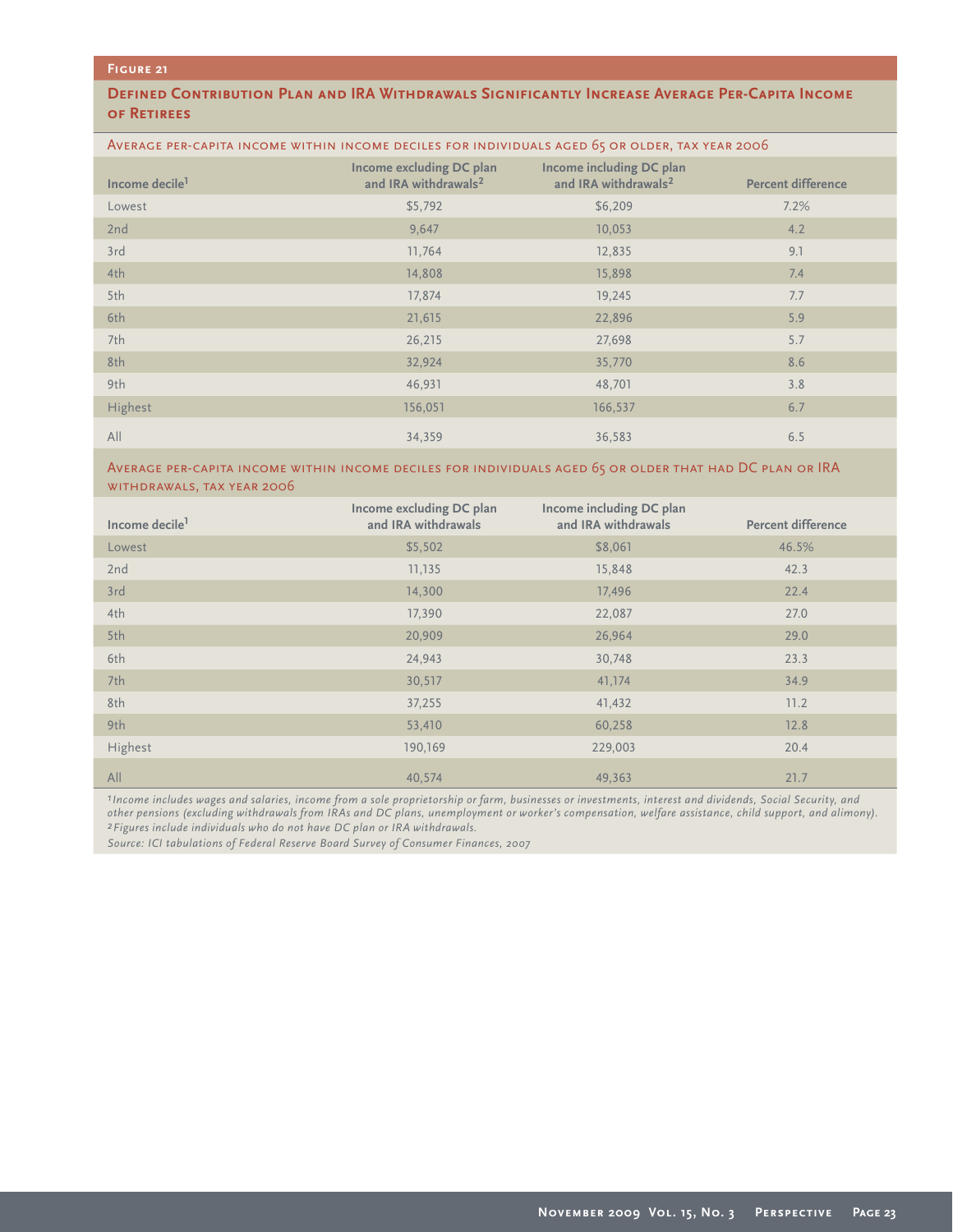**Figure 21**

**Defined Contribution Plan and IRA Withdrawals Significantly Increase Average Per-Capita Income of Retirees**

Average per-capita income within income deciles for individuals aged 65 or older, tax year 2006

| Income decile[1] | Income excluding DC plan and IRA withdrawals[2] | Income including DC plan and IRA withdrawals[2] | Percent difference |
|---|---|---|---|
| Lowest | $5,792 | $6,209 | 7.2% |
| 2nd | 9,647 | 10,053 | 4.2 |
| 3rd | 11,764 | 12,835 | 9.1 |
| 4th | 14,808 | 15,898 | 7.4 |
| 5th | 17,874 | 19,245 | 7.7 |
| 6th | 21,615 | 22,896 | 5.9 |
| 7th | 26,215 | 27,698 | 5.7 |
| 8th | 32,924 | 35,770 | 8.6 |
| 9th | 46,931 | 48,701 | 3.8 |
| Highest | 156,051 | 166,537 | 6.7 |
| All | 34,359 | 36,583 | 6.5 |

Average per-capita income within income deciles for individuals aged 65 or older that had DC plan or IRA withdrawals, tax year 2006

| Income decile[1] | Income excluding DC plan and IRA withdrawals | Income including DC plan and IRA withdrawals | Percent difference |
|---|---|---|---|
| Lowest | $5,502 | $8,061 | 46.5% |
| 2nd | 11,135 | 15,848 | 42.3 |
| 3rd | 14,300 | 17,496 | 22.4 |
| 4th | 17,390 | 22,087 | 27.0 |
| 5th | 20,909 | 26,964 | 29.0 |
| 6th | 24,943 | 30,748 | 23.3 |
| 7th | 30,517 | 41,174 | 34.9 |
| 8th | 37,255 | 41,432 | 11.2 |
| 9th | 53,410 | 60,258 | 12.8 |
| Highest | 190,169 | 229,003 | 20.4 |
| All | 40,574 | 49,363 | 21.7 |

*[1] Income includes wages and salaries, income from a sole proprietorship or farm, businesses or investments, interest and dividends, Social Security, and other pensions (excluding withdrawals from IRAs and DC plans, unemployment or worker's compensation, welfare assistance, child support, and alimony).*
*[2] Figures include individuals who do not have DC plan or IRA withdrawals.*
*Source: ICI tabulations of Federal Reserve Board Survey of Consumer Finances, 2007*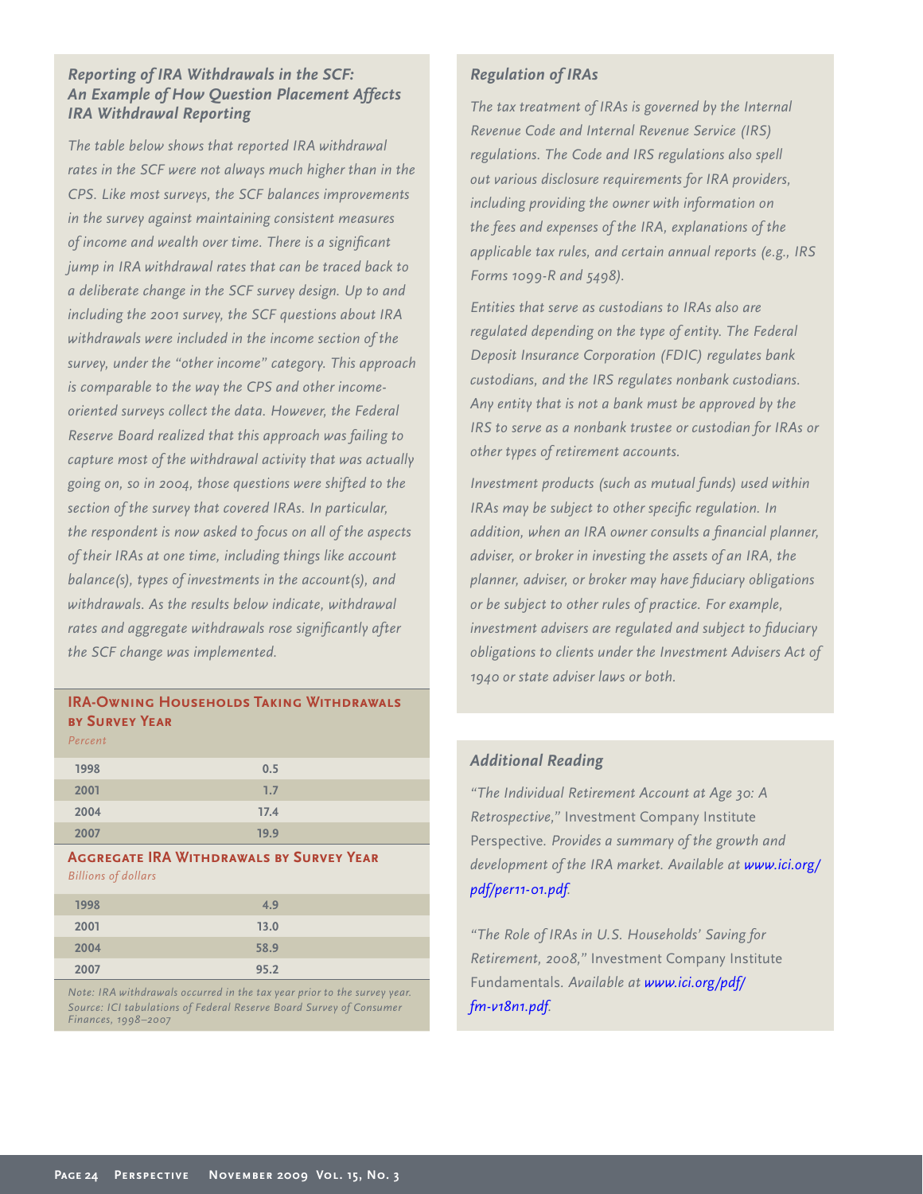### *Reporting of IRA Withdrawals in the SCF: An Example of How Question Placement Affects IRA Withdrawal Reporting*

*The table below shows that reported IRA withdrawal rates in the SCF were not always much higher than in the CPS. Like most surveys, the SCF balances improvements in the survey against maintaining consistent measures of income and wealth over time. There is a significant jump in IRA withdrawal rates that can be traced back to a deliberate change in the SCF survey design. Up to and including the 2001 survey, the SCF questions about IRA withdrawals were included in the income section of the survey, under the "other income" category. This approach is comparable to the way the CPS and other income-oriented surveys collect the data. However, the Federal Reserve Board realized that this approach was failing to capture most of the withdrawal activity that was actually going on, so in 2004, those questions were shifted to the section of the survey that covered IRAs. In particular, the respondent is now asked to focus on all of the aspects of their IRAs at one time, including things like account balance(s), types of investments in the account(s), and withdrawals. As the results below indicate, withdrawal rates and aggregate withdrawals rose significantly after the SCF change was implemented.*

**IRA-Owning Households Taking Withdrawals by Survey Year**

*Percent*

| | |
|---|---|
| 1998 | 0.5 |
| 2001 | 1.7 |
| 2004 | 17.4 |
| 2007 | 19.9 |

**Aggregate IRA Withdrawals by Survey Year**

*Billions of dollars*

| | |
|---|---|
| 1998 | 4.9 |
| 2001 | 13.0 |
| 2004 | 58.9 |
| 2007 | 95.2 |

*Note: IRA withdrawals occurred in the tax year prior to the survey year.*
*Source: ICI tabulations of Federal Reserve Board Survey of Consumer Finances, 1998–2007*

### *Regulation of IRAs*

*The tax treatment of IRAs is governed by the Internal Revenue Code and Internal Revenue Service (IRS) regulations. The Code and IRS regulations also spell out various disclosure requirements for IRA providers, including providing the owner with information on the fees and expenses of the IRA, explanations of the applicable tax rules, and certain annual reports (e.g., IRS Forms 1099-R and 5498).*

*Entities that serve as custodians to IRAs also are regulated depending on the type of entity. The Federal Deposit Insurance Corporation (FDIC) regulates bank custodians, and the IRS regulates nonbank custodians. Any entity that is not a bank must be approved by the IRS to serve as a nonbank trustee or custodian for IRAs or other types of retirement accounts.*

*Investment products (such as mutual funds) used within IRAs may be subject to other specific regulation. In addition, when an IRA owner consults a financial planner, adviser, or broker in investing the assets of an IRA, the planner, adviser, or broker may have fiduciary obligations or be subject to other rules of practice. For example, investment advisers are regulated and subject to fiduciary obligations to clients under the Investment Advisers Act of 1940 or state adviser laws or both.*

### *Additional Reading*

*"The Individual Retirement Account at Age 30: A Retrospective,"* Investment Company Institute Perspective. *Provides a summary of the growth and development of the IRA market. Available at www.ici.org/pdf/per11-01.pdf.*

*"The Role of IRAs in U.S. Households' Saving for Retirement, 2008,"* Investment Company Institute Fundamentals. *Available at www.ici.org/pdf/fm-v18n1.pdf.*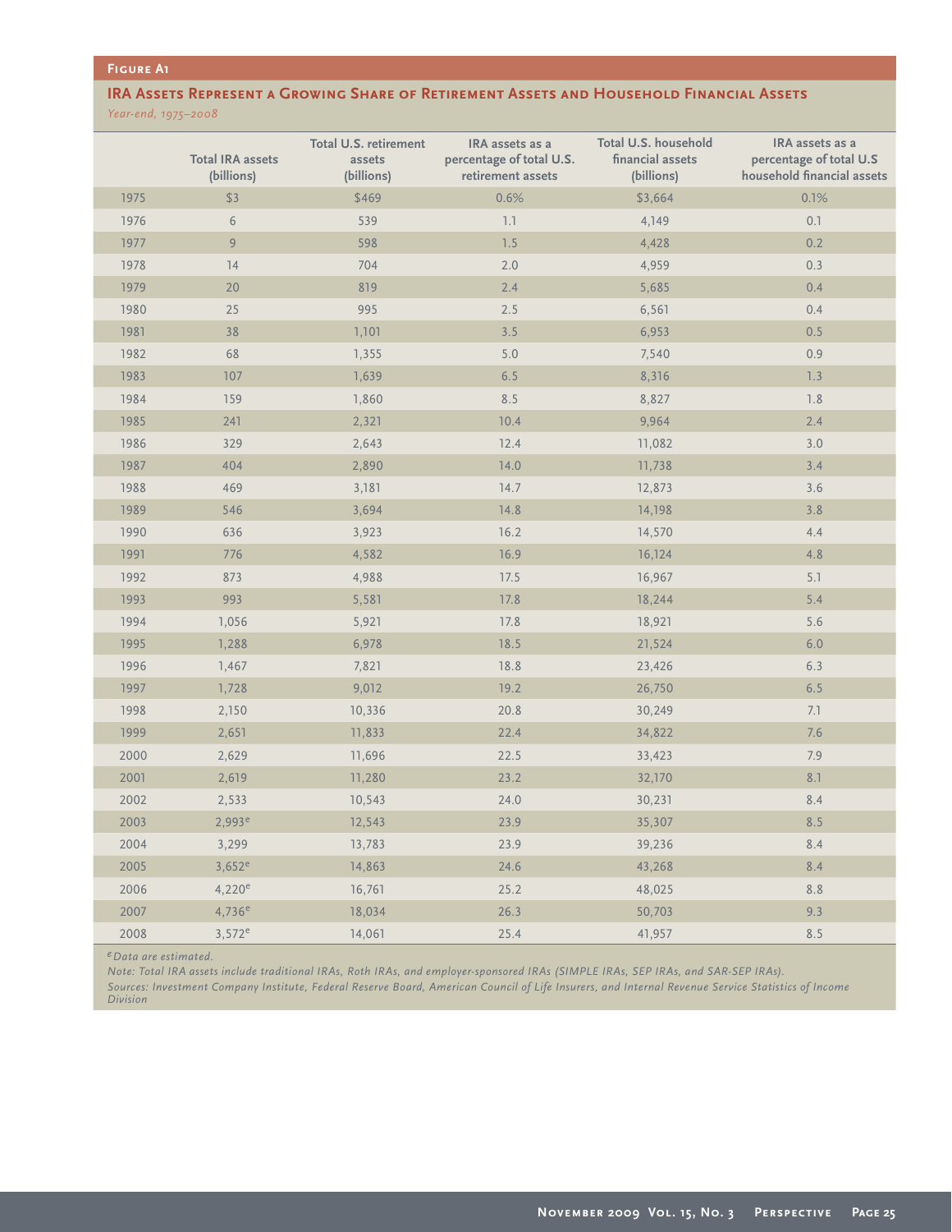**Figure A1**

## IRA Assets Represent a Growing Share of Retirement Assets and Household Financial Assets

*Year-end, 1975–2008*

| | Total IRA assets (billions) | Total U.S. retirement assets (billions) | IRA assets as a percentage of total U.S. retirement assets | Total U.S. household financial assets (billions) | IRA assets as a percentage of total U.S household financial assets |
|---|---|---|---|---|---|
| 1975 | $3 | $469 | 0.6% | $3,664 | 0.1% |
| 1976 | 6 | 539 | 1.1 | 4,149 | 0.1 |
| 1977 | 9 | 598 | 1.5 | 4,428 | 0.2 |
| 1978 | 14 | 704 | 2.0 | 4,959 | 0.3 |
| 1979 | 20 | 819 | 2.4 | 5,685 | 0.4 |
| 1980 | 25 | 995 | 2.5 | 6,561 | 0.4 |
| 1981 | 38 | 1,101 | 3.5 | 6,953 | 0.5 |
| 1982 | 68 | 1,355 | 5.0 | 7,540 | 0.9 |
| 1983 | 107 | 1,639 | 6.5 | 8,316 | 1.3 |
| 1984 | 159 | 1,860 | 8.5 | 8,827 | 1.8 |
| 1985 | 241 | 2,321 | 10.4 | 9,964 | 2.4 |
| 1986 | 329 | 2,643 | 12.4 | 11,082 | 3.0 |
| 1987 | 404 | 2,890 | 14.0 | 11,738 | 3.4 |
| 1988 | 469 | 3,181 | 14.7 | 12,873 | 3.6 |
| 1989 | 546 | 3,694 | 14.8 | 14,198 | 3.8 |
| 1990 | 636 | 3,923 | 16.2 | 14,570 | 4.4 |
| 1991 | 776 | 4,582 | 16.9 | 16,124 | 4.8 |
| 1992 | 873 | 4,988 | 17.5 | 16,967 | 5.1 |
| 1993 | 993 | 5,581 | 17.8 | 18,244 | 5.4 |
| 1994 | 1,056 | 5,921 | 17.8 | 18,921 | 5.6 |
| 1995 | 1,288 | 6,978 | 18.5 | 21,524 | 6.0 |
| 1996 | 1,467 | 7,821 | 18.8 | 23,426 | 6.3 |
| 1997 | 1,728 | 9,012 | 19.2 | 26,750 | 6.5 |
| 1998 | 2,150 | 10,336 | 20.8 | 30,249 | 7.1 |
| 1999 | 2,651 | 11,833 | 22.4 | 34,822 | 7.6 |
| 2000 | 2,629 | 11,696 | 22.5 | 33,423 | 7.9 |
| 2001 | 2,619 | 11,280 | 23.2 | 32,170 | 8.1 |
| 2002 | 2,533 | 10,543 | 24.0 | 30,231 | 8.4 |
| 2003 | 2,993[e] | 12,543 | 23.9 | 35,307 | 8.5 |
| 2004 | 3,299 | 13,783 | 23.9 | 39,236 | 8.4 |
| 2005 | 3,652[e] | 14,863 | 24.6 | 43,268 | 8.4 |
| 2006 | 4,220[e] | 16,761 | 25.2 | 48,025 | 8.8 |
| 2007 | 4,736[e] | 18,034 | 26.3 | 50,703 | 9.3 |
| 2008 | 3,572[e] | 14,061 | 25.4 | 41,957 | 8.5 |

*[e] Data are estimated.*

*Note: Total IRA assets include traditional IRAs, Roth IRAs, and employer-sponsored IRAs (SIMPLE IRAs, SEP IRAs, and SAR-SEP IRAs).*

*Sources: Investment Company Institute, Federal Reserve Board, American Council of Life Insurers, and Internal Revenue Service Statistics of Income Division*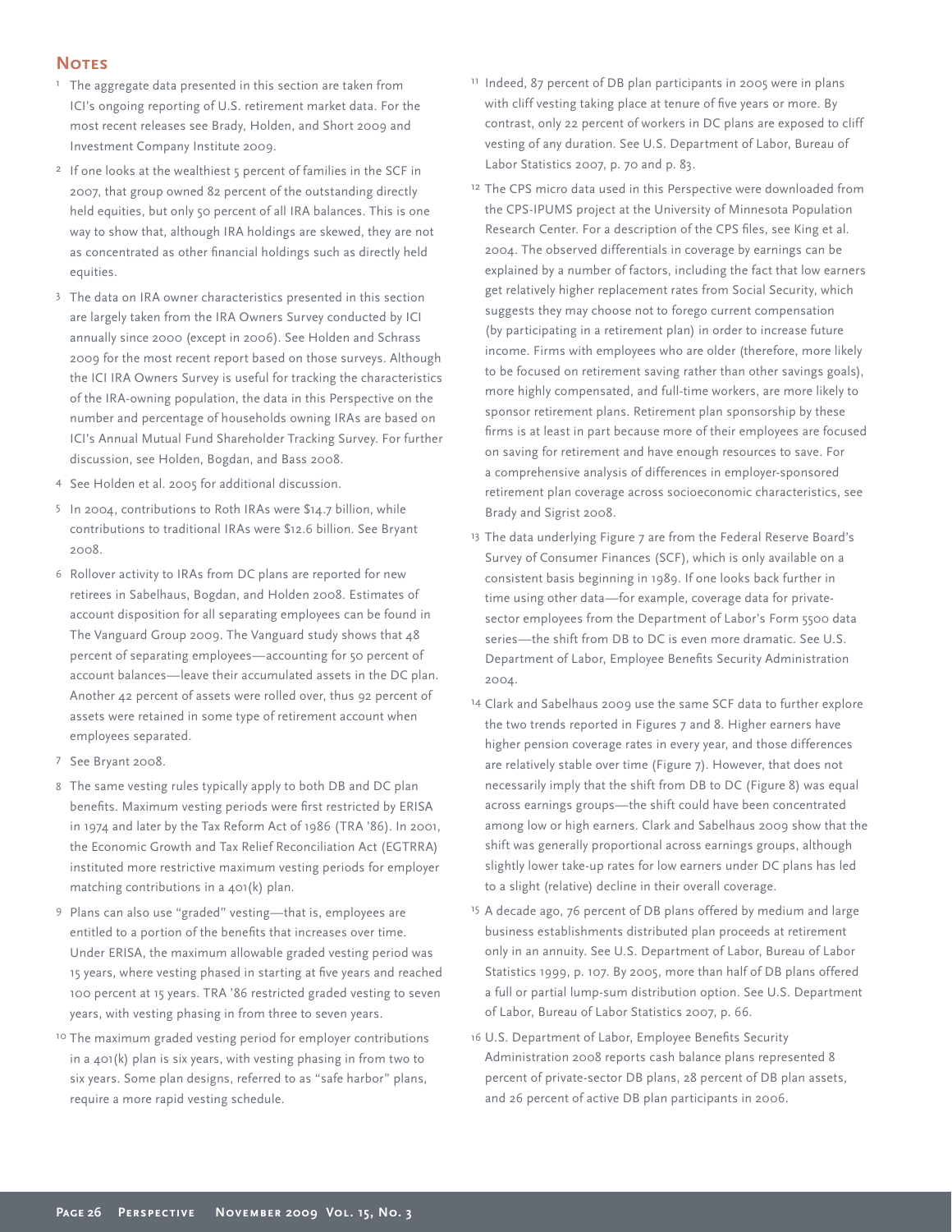## Notes

[1] The aggregate data presented in this section are taken from ICI's ongoing reporting of U.S. retirement market data. For the most recent releases see Brady, Holden, and Short 2009 and Investment Company Institute 2009.

[2] If one looks at the wealthiest 5 percent of families in the SCF in 2007, that group owned 82 percent of the outstanding directly held equities, but only 50 percent of all IRA balances. This is one way to show that, although IRA holdings are skewed, they are not as concentrated as other financial holdings such as directly held equities.

[3] The data on IRA owner characteristics presented in this section are largely taken from the IRA Owners Survey conducted by ICI annually since 2000 (except in 2006). See Holden and Schrass 2009 for the most recent report based on those surveys. Although the ICI IRA Owners Survey is useful for tracking the characteristics of the IRA-owning population, the data in this Perspective on the number and percentage of households owning IRAs are based on ICI's Annual Mutual Fund Shareholder Tracking Survey. For further discussion, see Holden, Bogdan, and Bass 2008.

[4] See Holden et al. 2005 for additional discussion.

[5] In 2004, contributions to Roth IRAs were $14.7 billion, while contributions to traditional IRAs were $12.6 billion. See Bryant 2008.

[6] Rollover activity to IRAs from DC plans are reported for new retirees in Sabelhaus, Bogdan, and Holden 2008. Estimates of account disposition for all separating employees can be found in The Vanguard Group 2009. The Vanguard study shows that 48 percent of separating employees—accounting for 50 percent of account balances—leave their accumulated assets in the DC plan. Another 42 percent of assets were rolled over, thus 92 percent of assets were retained in some type of retirement account when employees separated.

[7] See Bryant 2008.

[8] The same vesting rules typically apply to both DB and DC plan benefits. Maximum vesting periods were first restricted by ERISA in 1974 and later by the Tax Reform Act of 1986 (TRA '86). In 2001, the Economic Growth and Tax Relief Reconciliation Act (EGTRRA) instituted more restrictive maximum vesting periods for employer matching contributions in a 401(k) plan.

[9] Plans can also use "graded" vesting—that is, employees are entitled to a portion of the benefits that increases over time. Under ERISA, the maximum allowable graded vesting period was 15 years, where vesting phased in starting at five years and reached 100 percent at 15 years. TRA '86 restricted graded vesting to seven years, with vesting phasing in from three to seven years.

[10] The maximum graded vesting period for employer contributions in a 401(k) plan is six years, with vesting phasing in from two to six years. Some plan designs, referred to as "safe harbor" plans, require a more rapid vesting schedule.

[11] Indeed, 87 percent of DB plan participants in 2005 were in plans with cliff vesting taking place at tenure of five years or more. By contrast, only 22 percent of workers in DC plans are exposed to cliff vesting of any duration. See U.S. Department of Labor, Bureau of Labor Statistics 2007, p. 70 and p. 83.

[12] The CPS micro data used in this Perspective were downloaded from the CPS-IPUMS project at the University of Minnesota Population Research Center. For a description of the CPS files, see King et al. 2004. The observed differentials in coverage by earnings can be explained by a number of factors, including the fact that low earners get relatively higher replacement rates from Social Security, which suggests they may choose not to forego current compensation (by participating in a retirement plan) in order to increase future income. Firms with employees who are older (therefore, more likely to be focused on retirement saving rather than other savings goals), more highly compensated, and full-time workers, are more likely to sponsor retirement plans. Retirement plan sponsorship by these firms is at least in part because more of their employees are focused on saving for retirement and have enough resources to save. For a comprehensive analysis of differences in employer-sponsored retirement plan coverage across socioeconomic characteristics, see Brady and Sigrist 2008.

[13] The data underlying Figure 7 are from the Federal Reserve Board's Survey of Consumer Finances (SCF), which is only available on a consistent basis beginning in 1989. If one looks back further in time using other data—for example, coverage data for private-sector employees from the Department of Labor's Form 5500 data series—the shift from DB to DC is even more dramatic. See U.S. Department of Labor, Employee Benefits Security Administration 2004.

[14] Clark and Sabelhaus 2009 use the same SCF data to further explore the two trends reported in Figures 7 and 8. Higher earners have higher pension coverage rates in every year, and those differences are relatively stable over time (Figure 7). However, that does not necessarily imply that the shift from DB to DC (Figure 8) was equal across earnings groups—the shift could have been concentrated among low or high earners. Clark and Sabelhaus 2009 show that the shift was generally proportional across earnings groups, although slightly lower take-up rates for low earners under DC plans has led to a slight (relative) decline in their overall coverage.

[15] A decade ago, 76 percent of DB plans offered by medium and large business establishments distributed plan proceeds at retirement only in an annuity. See U.S. Department of Labor, Bureau of Labor Statistics 1999, p. 107. By 2005, more than half of DB plans offered a full or partial lump-sum distribution option. See U.S. Department of Labor, Bureau of Labor Statistics 2007, p. 66.

[16] U.S. Department of Labor, Employee Benefits Security Administration 2008 reports cash balance plans represented 8 percent of private-sector DB plans, 28 percent of DB plan assets, and 26 percent of active DB plan participants in 2006.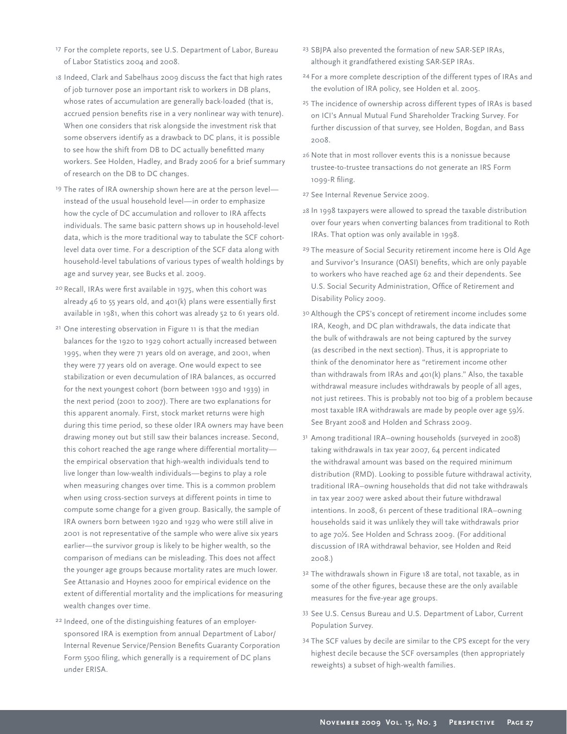[17] For the complete reports, see U.S. Department of Labor, Bureau of Labor Statistics 2004 and 2008.

[18] Indeed, Clark and Sabelhaus 2009 discuss the fact that high rates of job turnover pose an important risk to workers in DB plans, whose rates of accumulation are generally back-loaded (that is, accrued pension benefits rise in a very nonlinear way with tenure). When one considers that risk alongside the investment risk that some observers identify as a drawback to DC plans, it is possible to see how the shift from DB to DC actually benefitted many workers. See Holden, Hadley, and Brady 2006 for a brief summary of research on the DB to DC changes.

[19] The rates of IRA ownership shown here are at the person level—instead of the usual household level—in order to emphasize how the cycle of DC accumulation and rollover to IRA affects individuals. The same basic pattern shows up in household-level data, which is the more traditional way to tabulate the SCF cohort-level data over time. For a description of the SCF data along with household-level tabulations of various types of wealth holdings by age and survey year, see Bucks et al. 2009.

[20] Recall, IRAs were first available in 1975, when this cohort was already 46 to 55 years old, and 401(k) plans were essentially first available in 1981, when this cohort was already 52 to 61 years old.

[21] One interesting observation in Figure 11 is that the median balances for the 1920 to 1929 cohort actually increased between 1995, when they were 71 years old on average, and 2001, when they were 77 years old on average. One would expect to see stabilization or even decumulation of IRA balances, as occurred for the next youngest cohort (born between 1930 and 1939) in the next period (2001 to 2007). There are two explanations for this apparent anomaly. First, stock market returns were high during this time period, so these older IRA owners may have been drawing money out but still saw their balances increase. Second, this cohort reached the age range where differential mortality—the empirical observation that high-wealth individuals tend to live longer than low-wealth individuals—begins to play a role when measuring changes over time. This is a common problem when using cross-section surveys at different points in time to compute some change for a given group. Basically, the sample of IRA owners born between 1920 and 1929 who were still alive in 2001 is not representative of the sample who were alive six years earlier—the survivor group is likely to be higher wealth, so the comparison of medians can be misleading. This does not affect the younger age groups because mortality rates are much lower. See Attanasio and Hoynes 2000 for empirical evidence on the extent of differential mortality and the implications for measuring wealth changes over time.

[22] Indeed, one of the distinguishing features of an employer-sponsored IRA is exemption from annual Department of Labor/Internal Revenue Service/Pension Benefits Guaranty Corporation Form 5500 filing, which generally is a requirement of DC plans under ERISA.

[23] SBJPA also prevented the formation of new SAR-SEP IRAs, although it grandfathered existing SAR-SEP IRAs.

[24] For a more complete description of the different types of IRAs and the evolution of IRA policy, see Holden et al. 2005.

[25] The incidence of ownership across different types of IRAs is based on ICI's Annual Mutual Fund Shareholder Tracking Survey. For further discussion of that survey, see Holden, Bogdan, and Bass 2008.

[26] Note that in most rollover events this is a nonissue because trustee-to-trustee transactions do not generate an IRS Form 1099-R filing.

[27] See Internal Revenue Service 2009.

[28] In 1998 taxpayers were allowed to spread the taxable distribution over four years when converting balances from traditional to Roth IRAs. That option was only available in 1998.

[29] The measure of Social Security retirement income here is Old Age and Survivor's Insurance (OASI) benefits, which are only payable to workers who have reached age 62 and their dependents. See U.S. Social Security Administration, Office of Retirement and Disability Policy 2009.

[30] Although the CPS's concept of retirement income includes some IRA, Keogh, and DC plan withdrawals, the data indicate that the bulk of withdrawals are not being captured by the survey (as described in the next section). Thus, it is appropriate to think of the denominator here as "retirement income other than withdrawals from IRAs and 401(k) plans." Also, the taxable withdrawal measure includes withdrawals by people of all ages, not just retirees. This is probably not too big of a problem because most taxable IRA withdrawals are made by people over age 59½. See Bryant 2008 and Holden and Schrass 2009.

[31] Among traditional IRA–owning households (surveyed in 2008) taking withdrawals in tax year 2007, 64 percent indicated the withdrawal amount was based on the required minimum distribution (RMD). Looking to possible future withdrawal activity, traditional IRA–owning households that did not take withdrawals in tax year 2007 were asked about their future withdrawal intentions. In 2008, 61 percent of these traditional IRA–owning households said it was unlikely they will take withdrawals prior to age 70½. See Holden and Schrass 2009. (For additional discussion of IRA withdrawal behavior, see Holden and Reid 2008.)

[32] The withdrawals shown in Figure 18 are total, not taxable, as in some of the other figures, because these are the only available measures for the five-year age groups.

[33] See U.S. Census Bureau and U.S. Department of Labor, Current Population Survey.

[34] The SCF values by decile are similar to the CPS except for the very highest decile because the SCF oversamples (then appropriately reweights) a subset of high-wealth families.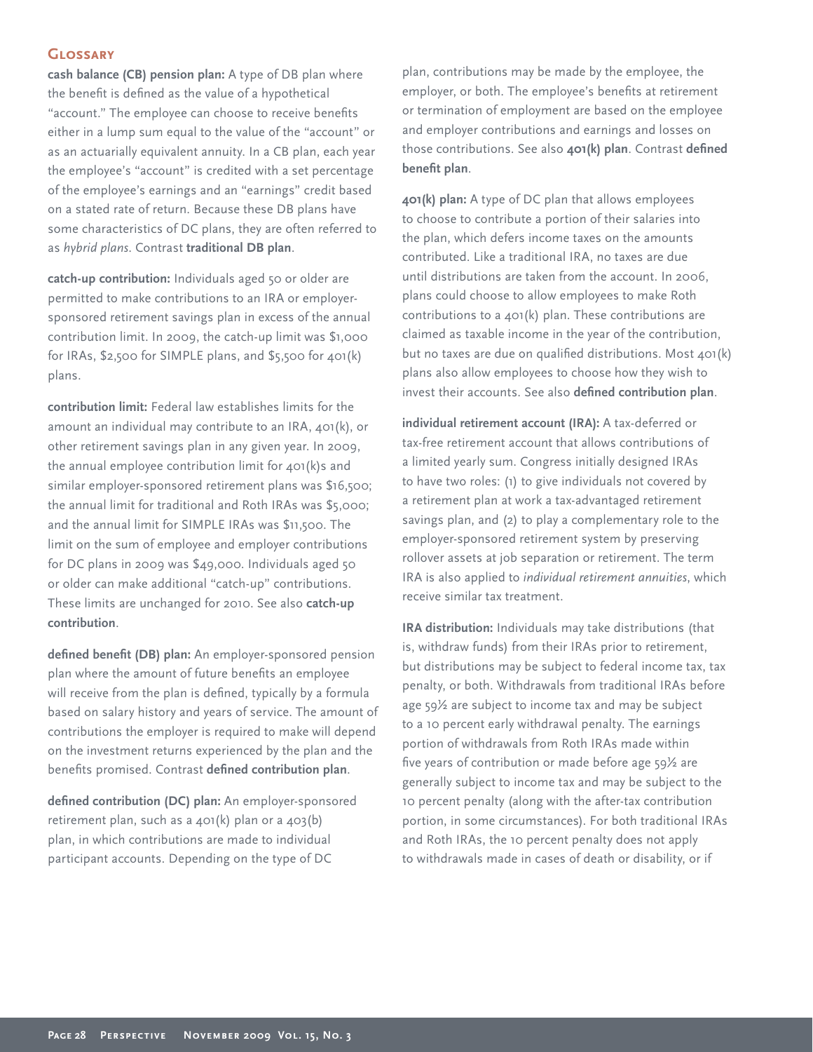## Glossary

**cash balance (CB) pension plan:** A type of DB plan where the benefit is defined as the value of a hypothetical "account." The employee can choose to receive benefits either in a lump sum equal to the value of the "account" or as an actuarially equivalent annuity. In a CB plan, each year the employee's "account" is credited with a set percentage of the employee's earnings and an "earnings" credit based on a stated rate of return. Because these DB plans have some characteristics of DC plans, they are often referred to as *hybrid plans*. Contrast **traditional DB plan**.

**catch-up contribution:** Individuals aged 50 or older are permitted to make contributions to an IRA or employer-sponsored retirement savings plan in excess of the annual contribution limit. In 2009, the catch-up limit was $1,000 for IRAs, $2,500 for SIMPLE plans, and $5,500 for 401(k) plans.

**contribution limit:** Federal law establishes limits for the amount an individual may contribute to an IRA, 401(k), or other retirement savings plan in any given year. In 2009, the annual employee contribution limit for 401(k)s and similar employer-sponsored retirement plans was $16,500; the annual limit for traditional and Roth IRAs was $5,000; and the annual limit for SIMPLE IRAs was $11,500. The limit on the sum of employee and employer contributions for DC plans in 2009 was $49,000. Individuals aged 50 or older can make additional "catch-up" contributions. These limits are unchanged for 2010. See also **catch-up contribution**.

**defined benefit (DB) plan:** An employer-sponsored pension plan where the amount of future benefits an employee will receive from the plan is defined, typically by a formula based on salary history and years of service. The amount of contributions the employer is required to make will depend on the investment returns experienced by the plan and the benefits promised. Contrast **defined contribution plan**.

**defined contribution (DC) plan:** An employer-sponsored retirement plan, such as a 401(k) plan or a 403(b) plan, in which contributions are made to individual participant accounts. Depending on the type of DC plan, contributions may be made by the employee, the employer, or both. The employee's benefits at retirement or termination of employment are based on the employee and employer contributions and earnings and losses on those contributions. See also **401(k) plan**. Contrast **defined benefit plan**.

**401(k) plan:** A type of DC plan that allows employees to choose to contribute a portion of their salaries into the plan, which defers income taxes on the amounts contributed. Like a traditional IRA, no taxes are due until distributions are taken from the account. In 2006, plans could choose to allow employees to make Roth contributions to a 401(k) plan. These contributions are claimed as taxable income in the year of the contribution, but no taxes are due on qualified distributions. Most 401(k) plans also allow employees to choose how they wish to invest their accounts. See also **defined contribution plan**.

**individual retirement account (IRA):** A tax-deferred or tax-free retirement account that allows contributions of a limited yearly sum. Congress initially designed IRAs to have two roles: (1) to give individuals not covered by a retirement plan at work a tax-advantaged retirement savings plan, and (2) to play a complementary role to the employer-sponsored retirement system by preserving rollover assets at job separation or retirement. The term IRA is also applied to *individual retirement annuities*, which receive similar tax treatment.

**IRA distribution:** Individuals may take distributions (that is, withdraw funds) from their IRAs prior to retirement, but distributions may be subject to federal income tax, tax penalty, or both. Withdrawals from traditional IRAs before age 59½ are subject to income tax and may be subject to a 10 percent early withdrawal penalty. The earnings portion of withdrawals from Roth IRAs made within five years of contribution or made before age 59½ are generally subject to income tax and may be subject to the 10 percent penalty (along with the after-tax contribution portion, in some circumstances). For both traditional IRAs and Roth IRAs, the 10 percent penalty does not apply to withdrawals made in cases of death or disability, or if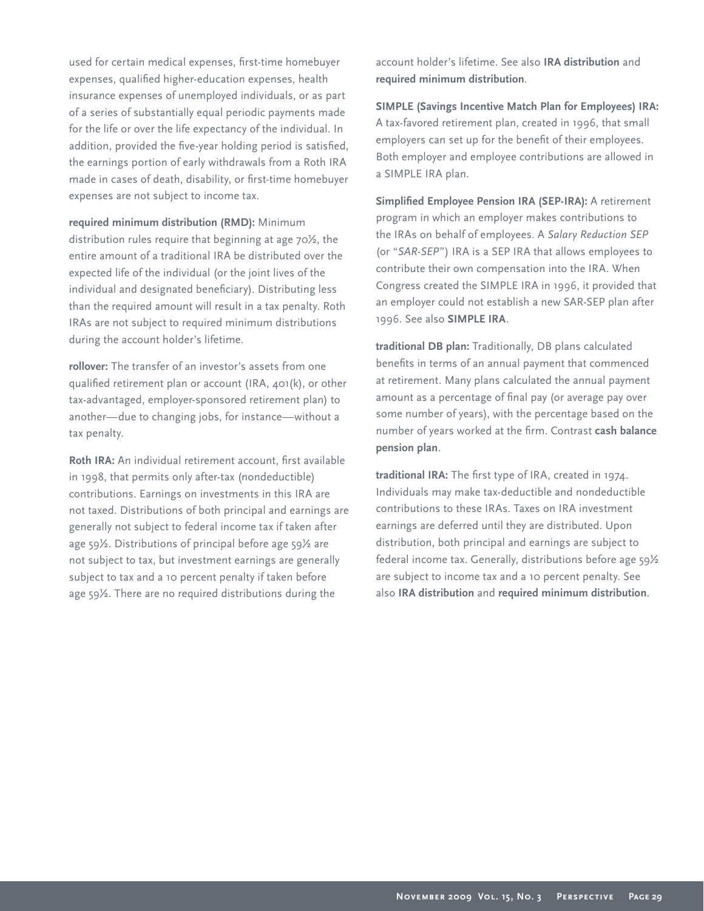used for certain medical expenses, first-time homebuyer expenses, qualified higher-education expenses, health insurance expenses of unemployed individuals, or as part of a series of substantially equal periodic payments made for the life or over the life expectancy of the individual. In addition, provided the five-year holding period is satisfied, the earnings portion of early withdrawals from a Roth IRA made in cases of death, disability, or first-time homebuyer expenses are not subject to income tax.

**required minimum distribution (RMD):** Minimum distribution rules require that beginning at age 70½, the entire amount of a traditional IRA be distributed over the expected life of the individual (or the joint lives of the individual and designated beneficiary). Distributing less than the required amount will result in a tax penalty. Roth IRAs are not subject to required minimum distributions during the account holder's lifetime.

**rollover:** The transfer of an investor's assets from one qualified retirement plan or account (IRA, 401(k), or other tax-advantaged, employer-sponsored retirement plan) to another—due to changing jobs, for instance—without a tax penalty.

**Roth IRA:** An individual retirement account, first available in 1998, that permits only after-tax (nondeductible) contributions. Earnings on investments in this IRA are not taxed. Distributions of both principal and earnings are generally not subject to federal income tax if taken after age 59½. Distributions of principal before age 59½ are not subject to tax, but investment earnings are generally subject to tax and a 10 percent penalty if taken before age 59½. There are no required distributions during the account holder's lifetime. See also **IRA distribution** and **required minimum distribution**.

**SIMPLE (Savings Incentive Match Plan for Employees) IRA:** A tax-favored retirement plan, created in 1996, that small employers can set up for the benefit of their employees. Both employer and employee contributions are allowed in a SIMPLE IRA plan.

**Simplified Employee Pension IRA (SEP-IRA):** A retirement program in which an employer makes contributions to the IRAs on behalf of employees. A *Salary Reduction SEP* (or "*SAR-SEP*") IRA is a SEP IRA that allows employees to contribute their own compensation into the IRA. When Congress created the SIMPLE IRA in 1996, it provided that an employer could not establish a new SAR-SEP plan after 1996. See also **SIMPLE IRA**.

**traditional DB plan:** Traditionally, DB plans calculated benefits in terms of an annual payment that commenced at retirement. Many plans calculated the annual payment amount as a percentage of final pay (or average pay over some number of years), with the percentage based on the number of years worked at the firm. Contrast **cash balance pension plan**.

**traditional IRA:** The first type of IRA, created in 1974. Individuals may make tax-deductible and nondeductible contributions to these IRAs. Taxes on IRA investment earnings are deferred until they are distributed. Upon distribution, both principal and earnings are subject to federal income tax. Generally, distributions before age 59½ are subject to income tax and a 10 percent penalty. See also **IRA distribution** and **required minimum distribution**.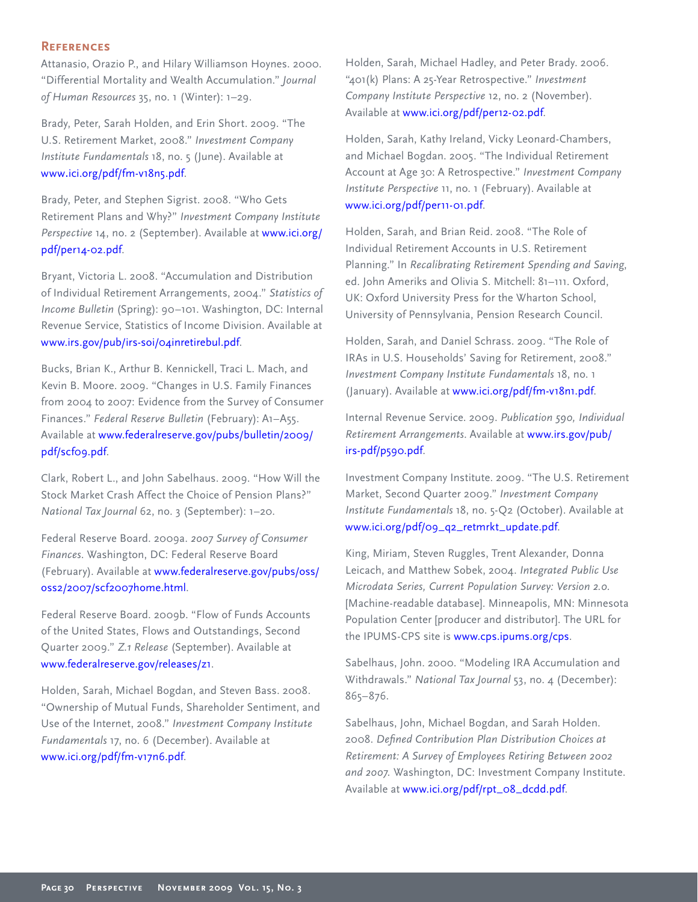## References

Attanasio, Orazio P., and Hilary Williamson Hoynes. 2000. "Differential Mortality and Wealth Accumulation." *Journal of Human Resources* 35, no. 1 (Winter): 1–29.

Brady, Peter, Sarah Holden, and Erin Short. 2009. "The U.S. Retirement Market, 2008." *Investment Company Institute Fundamentals* 18, no. 5 (June). Available at www.ici.org/pdf/fm-v18n5.pdf.

Brady, Peter, and Stephen Sigrist. 2008. "Who Gets Retirement Plans and Why?" *Investment Company Institute Perspective* 14, no. 2 (September). Available at www.ici.org/pdf/per14-02.pdf.

Bryant, Victoria L. 2008. "Accumulation and Distribution of Individual Retirement Arrangements, 2004." *Statistics of Income Bulletin* (Spring): 90–101. Washington, DC: Internal Revenue Service, Statistics of Income Division. Available at www.irs.gov/pub/irs-soi/04inretirebul.pdf.

Bucks, Brian K., Arthur B. Kennickell, Traci L. Mach, and Kevin B. Moore. 2009. "Changes in U.S. Family Finances from 2004 to 2007: Evidence from the Survey of Consumer Finances." *Federal Reserve Bulletin* (February): A1–A55. Available at www.federalreserve.gov/pubs/bulletin/2009/pdf/scf09.pdf.

Clark, Robert L., and John Sabelhaus. 2009. "How Will the Stock Market Crash Affect the Choice of Pension Plans?" *National Tax Journal* 62, no. 3 (September): 1–20.

Federal Reserve Board. 2009a. *2007 Survey of Consumer Finances*. Washington, DC: Federal Reserve Board (February). Available at www.federalreserve.gov/pubs/oss/oss2/2007/scf2007home.html.

Federal Reserve Board. 2009b. "Flow of Funds Accounts of the United States, Flows and Outstandings, Second Quarter 2009." *Z.1 Release* (September). Available at www.federalreserve.gov/releases/z1.

Holden, Sarah, Michael Bogdan, and Steven Bass. 2008. "Ownership of Mutual Funds, Shareholder Sentiment, and Use of the Internet, 2008." *Investment Company Institute Fundamentals* 17, no. 6 (December). Available at www.ici.org/pdf/fm-v17n6.pdf.

Holden, Sarah, Michael Hadley, and Peter Brady. 2006. "401(k) Plans: A 25-Year Retrospective." *Investment Company Institute Perspective* 12, no. 2 (November). Available at www.ici.org/pdf/per12-02.pdf.

Holden, Sarah, Kathy Ireland, Vicky Leonard-Chambers, and Michael Bogdan. 2005. "The Individual Retirement Account at Age 30: A Retrospective." *Investment Company Institute Perspective* 11, no. 1 (February). Available at www.ici.org/pdf/per11-01.pdf.

Holden, Sarah, and Brian Reid. 2008. "The Role of Individual Retirement Accounts in U.S. Retirement Planning." In *Recalibrating Retirement Spending and Saving*, ed. John Ameriks and Olivia S. Mitchell: 81–111. Oxford, UK: Oxford University Press for the Wharton School, University of Pennsylvania, Pension Research Council.

Holden, Sarah, and Daniel Schrass. 2009. "The Role of IRAs in U.S. Households' Saving for Retirement, 2008." *Investment Company Institute Fundamentals* 18, no. 1 (January). Available at www.ici.org/pdf/fm-v18n1.pdf.

Internal Revenue Service. 2009. *Publication 590, Individual Retirement Arrangements*. Available at www.irs.gov/pub/irs-pdf/p590.pdf.

Investment Company Institute. 2009. "The U.S. Retirement Market, Second Quarter 2009." *Investment Company Institute Fundamentals* 18, no. 5-Q2 (October). Available at www.ici.org/pdf/09_q2_retmrkt_update.pdf.

King, Miriam, Steven Ruggles, Trent Alexander, Donna Leicach, and Matthew Sobek, 2004. *Integrated Public Use Microdata Series, Current Population Survey: Version 2.0.* [Machine-readable database]. Minneapolis, MN: Minnesota Population Center [producer and distributor]. The URL for the IPUMS-CPS site is www.cps.ipums.org/cps.

Sabelhaus, John. 2000. "Modeling IRA Accumulation and Withdrawals." *National Tax Journal* 53, no. 4 (December): 865–876.

Sabelhaus, John, Michael Bogdan, and Sarah Holden. 2008. *Defined Contribution Plan Distribution Choices at Retirement: A Survey of Employees Retiring Between 2002 and 2007.* Washington, DC: Investment Company Institute. Available at www.ici.org/pdf/rpt_08_dcdd.pdf.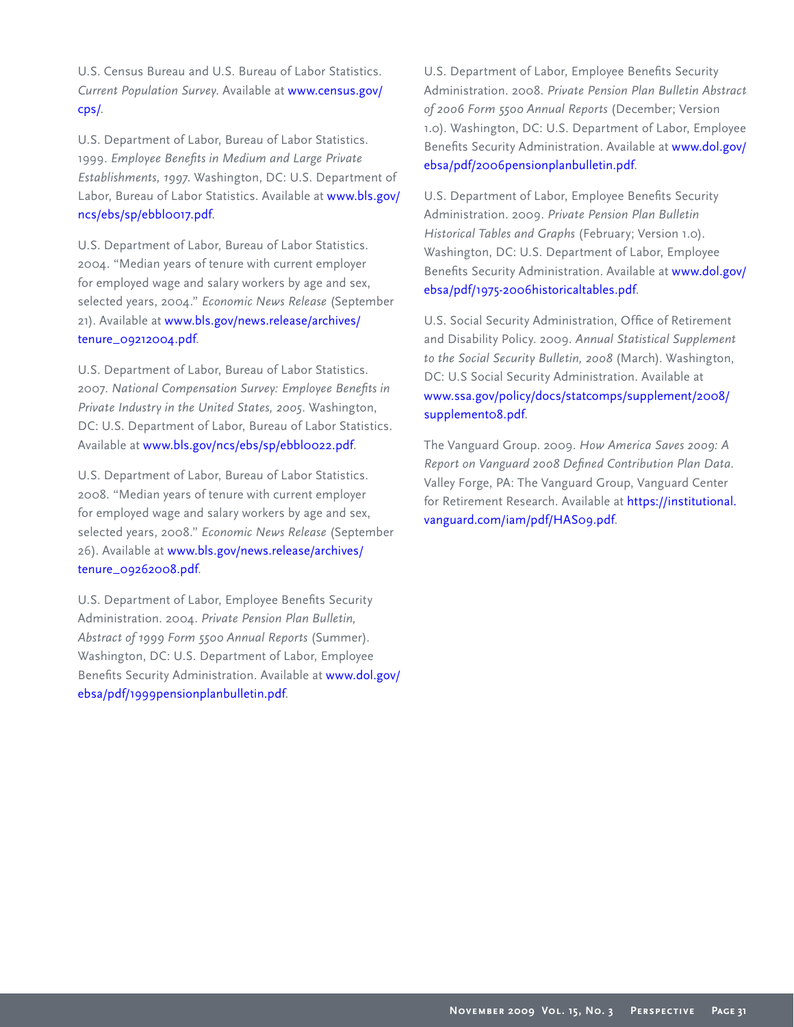U.S. Census Bureau and U.S. Bureau of Labor Statistics. *Current Population Survey*. Available at www.census.gov/cps/.

U.S. Department of Labor, Bureau of Labor Statistics. 1999. *Employee Benefits in Medium and Large Private Establishments, 1997*. Washington, DC: U.S. Department of Labor, Bureau of Labor Statistics. Available at www.bls.gov/ncs/ebs/sp/ebbl0017.pdf.

U.S. Department of Labor, Bureau of Labor Statistics. 2004. "Median years of tenure with current employer for employed wage and salary workers by age and sex, selected years, 2004." *Economic News Release* (September 21). Available at www.bls.gov/news.release/archives/tenure_09212004.pdf.

U.S. Department of Labor, Bureau of Labor Statistics. 2007. *National Compensation Survey: Employee Benefits in Private Industry in the United States, 2005*. Washington, DC: U.S. Department of Labor, Bureau of Labor Statistics. Available at www.bls.gov/ncs/ebs/sp/ebbl0022.pdf.

U.S. Department of Labor, Bureau of Labor Statistics. 2008. "Median years of tenure with current employer for employed wage and salary workers by age and sex, selected years, 2008." *Economic News Release* (September 26). Available at www.bls.gov/news.release/archives/tenure_09262008.pdf.

U.S. Department of Labor, Employee Benefits Security Administration. 2004. *Private Pension Plan Bulletin, Abstract of 1999 Form 5500 Annual Reports* (Summer). Washington, DC: U.S. Department of Labor, Employee Benefits Security Administration. Available at www.dol.gov/ebsa/pdf/1999pensionplanbulletin.pdf.

U.S. Department of Labor, Employee Benefits Security Administration. 2008. *Private Pension Plan Bulletin Abstract of 2006 Form 5500 Annual Reports* (December; Version 1.0). Washington, DC: U.S. Department of Labor, Employee Benefits Security Administration. Available at www.dol.gov/ebsa/pdf/2006pensionplanbulletin.pdf.

U.S. Department of Labor, Employee Benefits Security Administration. 2009. *Private Pension Plan Bulletin Historical Tables and Graphs* (February; Version 1.0). Washington, DC: U.S. Department of Labor, Employee Benefits Security Administration. Available at www.dol.gov/ebsa/pdf/1975-2006historicaltables.pdf.

U.S. Social Security Administration, Office of Retirement and Disability Policy. 2009. *Annual Statistical Supplement to the Social Security Bulletin, 2008* (March). Washington, DC: U.S Social Security Administration. Available at www.ssa.gov/policy/docs/statcomps/supplement/2008/supplement08.pdf.

The Vanguard Group. 2009. *How America Saves 2009: A Report on Vanguard 2008 Defined Contribution Plan Data*. Valley Forge, PA: The Vanguard Group, Vanguard Center for Retirement Research. Available at https://institutional.vanguard.com/iam/pdf/HAS09.pdf.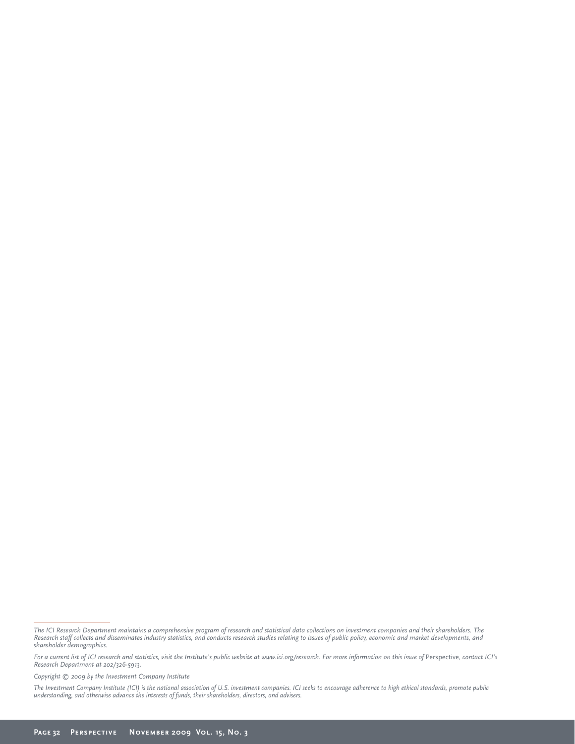*The ICI Research Department maintains a comprehensive program of research and statistical data collections on investment companies and their shareholders. The Research staff collects and disseminates industry statistics, and conducts research studies relating to issues of public policy, economic and market developments, and shareholder demographics.*

*For a current list of ICI research and statistics, visit the Institute's public website at www.ici.org/research. For more information on this issue of* Perspective, *contact ICI's Research Department at 202/326-5913.*

*Copyright © 2009 by the Investment Company Institute*

*The Investment Company Institute (ICI) is the national association of U.S. investment companies. ICI seeks to encourage adherence to high ethical standards, promote public understanding, and otherwise advance the interests of funds, their shareholders, directors, and advisers.*